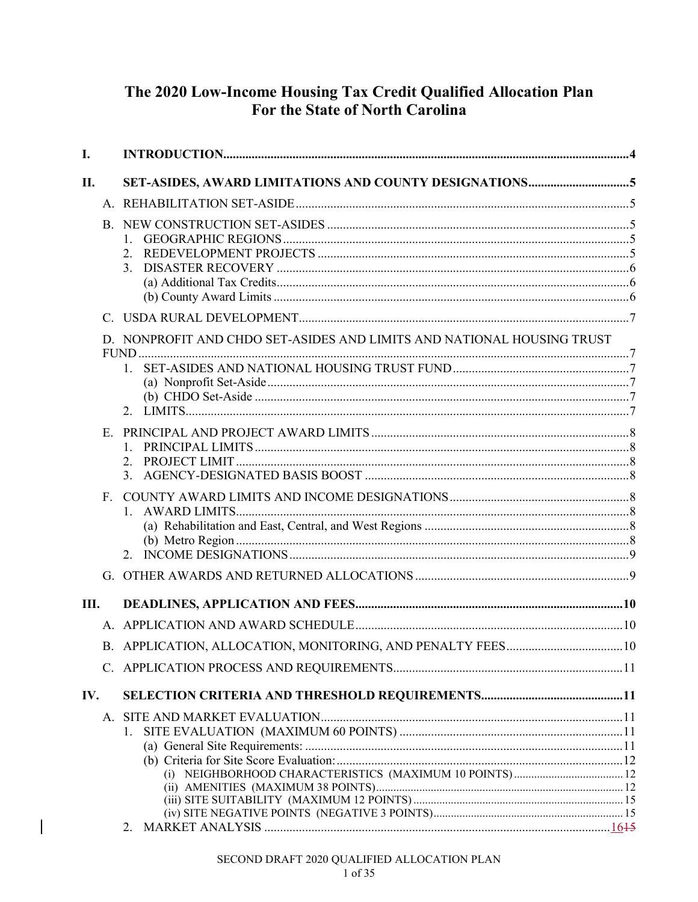# The 2020 Low-Income Housing Tax Credit Qualified Allocation Plan For the State of North Carolina

**I. INTRODUCTION** .......... 4

**II. SET-ASIDES, AWARD LIMITATIONS AND COUNTY DESIGNATIONS** .......... 5

- A. REHABILITATION SET-ASIDE .......... 5
- B. NEW CONSTRUCTION SET-ASIDES .......... 5
  1. GEOGRAPHIC REGIONS .......... 5
  2. REDEVELOPMENT PROJECTS .......... 5
  3. DISASTER RECOVERY .......... 6
     - (a) Additional Tax Credits .......... 6
     - (b) County Award Limits .......... 6
- C. USDA RURAL DEVELOPMENT .......... 7
- D. NONPROFIT AND CHDO SET-ASIDES AND LIMITS AND NATIONAL HOUSING TRUST FUND .......... 7
  1. SET-ASIDES AND NATIONAL HOUSING TRUST FUND .......... 7
     - (a) Nonprofit Set-Aside .......... 7
     - (b) CHDO Set-Aside .......... 7
  2. LIMITS .......... 7
- E. PRINCIPAL AND PROJECT AWARD LIMITS .......... 8
  1. PRINCIPAL LIMITS .......... 8
  2. PROJECT LIMIT .......... 8
  3. AGENCY-DESIGNATED BASIS BOOST .......... 8
- F. COUNTY AWARD LIMITS AND INCOME DESIGNATIONS .......... 8
  1. AWARD LIMITS .......... 8
     - (a) Rehabilitation and East, Central, and West Regions .......... 8
     - (b) Metro Region .......... 8
  2. INCOME DESIGNATIONS .......... 9
- G. OTHER AWARDS AND RETURNED ALLOCATIONS .......... 9

**III. DEADLINES, APPLICATION AND FEES** .......... 10

- A. APPLICATION AND AWARD SCHEDULE .......... 10
- B. APPLICATION, ALLOCATION, MONITORING, AND PENALTY FEES .......... 10
- C. APPLICATION PROCESS AND REQUIREMENTS .......... 11

**IV. SELECTION CRITERIA AND THRESHOLD REQUIREMENTS** .......... 11

- A. SITE AND MARKET EVALUATION .......... 11
  1. SITE EVALUATION (MAXIMUM 60 POINTS) .......... 11
     - (a) General Site Requirements: .......... 11
     - (b) Criteria for Site Score Evaluation: .......... 12
       - (i) NEIGHBORHOOD CHARACTERISTICS (MAXIMUM 10 POINTS) .......... 12
       - (ii) AMENITIES (MAXIMUM 38 POINTS) .......... 12
       - (iii) SITE SUITABILITY (MAXIMUM 12 POINTS) .......... 15
       - (iv) SITE NEGATIVE POINTS (NEGATIVE 3 POINTS) .......... 15
  2. MARKET ANALYSIS .......... 16~~15~~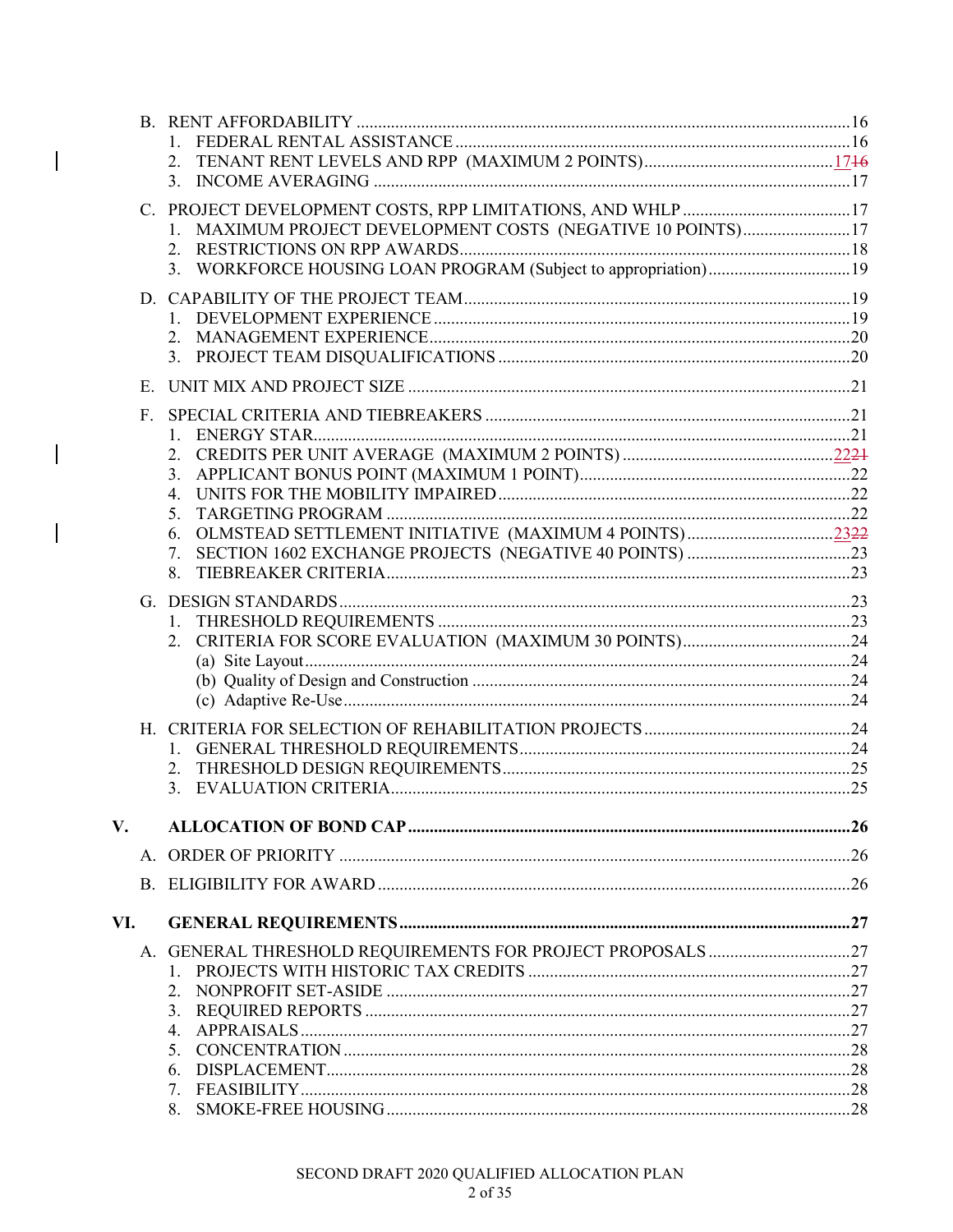B. RENT AFFORDABILITY ....................................................................................................16
   1. FEDERAL RENTAL ASSISTANCE ............................................................................16
   2. TENANT RENT LEVELS AND RPP (MAXIMUM 2 POINTS) ..........................................~~16~~ 17
   3. INCOME AVERAGING ..............................................................................................17

C. PROJECT DEVELOPMENT COSTS, RPP LIMITATIONS, AND WHLP .......................................17
   1. MAXIMUM PROJECT DEVELOPMENT COSTS (NEGATIVE 10 POINTS) .........................17
   2. RESTRICTIONS ON RPP AWARDS ...........................................................................18
   3. WORKFORCE HOUSING LOAN PROGRAM (Subject to appropriation) .................................19

D. CAPABILITY OF THE PROJECT TEAM .........................................................................19
   1. DEVELOPMENT EXPERIENCE ................................................................................19
   2. MANAGEMENT EXPERIENCE .................................................................................20
   3. PROJECT TEAM DISQUALIFICATIONS .................................................................20

E. UNIT MIX AND PROJECT SIZE ....................................................................................21

F. SPECIAL CRITERIA AND TIEBREAKERS ....................................................................21
   1. ENERGY STAR ..........................................................................................................21
   2. CREDITS PER UNIT AVERAGE (MAXIMUM 2 POINTS) .............................................~~21~~ 22
   3. APPLICANT BONUS POINT (MAXIMUM 1 POINT) ...................................................22
   4. UNITS FOR THE MOBILITY IMPAIRED ....................................................................22
   5. TARGETING PROGRAM ............................................................................................22
   6. OLMSTEAD SETTLEMENT INITIATIVE (MAXIMUM 4 POINTS) ..................................~~22~~ 23
   7. SECTION 1602 EXCHANGE PROJECTS (NEGATIVE 40 POINTS) ...............................23
   8. TIEBREAKER CRITERIA ...........................................................................................23

G. DESIGN STANDARDS ....................................................................................................23
   1. THRESHOLD REQUIREMENTS ................................................................................23
   2. CRITERIA FOR SCORE EVALUATION (MAXIMUM 30 POINTS) .................................24
      (a) Site Layout ...........................................................................................................24
      (b) Quality of Design and Construction .......................................................................24
      (c) Adaptive Re-Use ....................................................................................................24

H. CRITERIA FOR SELECTION OF REHABILITATION PROJECTS .......................................24
   1. GENERAL THRESHOLD REQUIREMENTS ...............................................................24
   2. THRESHOLD DESIGN REQUIREMENTS ..................................................................25
   3. EVALUATION CRITERIA ..........................................................................................25

**V. ALLOCATION OF BOND CAP ........................................................................................26**

A. ORDER OF PRIORITY ....................................................................................................26

B. ELIGIBILITY FOR AWARD .............................................................................................26

**VI. GENERAL REQUIREMENTS ........................................................................................27**

A. GENERAL THRESHOLD REQUIREMENTS FOR PROJECT PROPOSALS .............................27
   1. PROJECTS WITH HISTORIC TAX CREDITS ...............................................................27
   2. NONPROFIT SET-ASIDE ..........................................................................................27
   3. REQUIRED REPORTS ...............................................................................................27
   4. APPRAISALS ............................................................................................................27
   5. CONCENTRATION ....................................................................................................28
   6. DISPLACEMENT .......................................................................................................28
   7. FEASIBILITY .............................................................................................................28
   8. SMOKE-FREE HOUSING ..........................................................................................28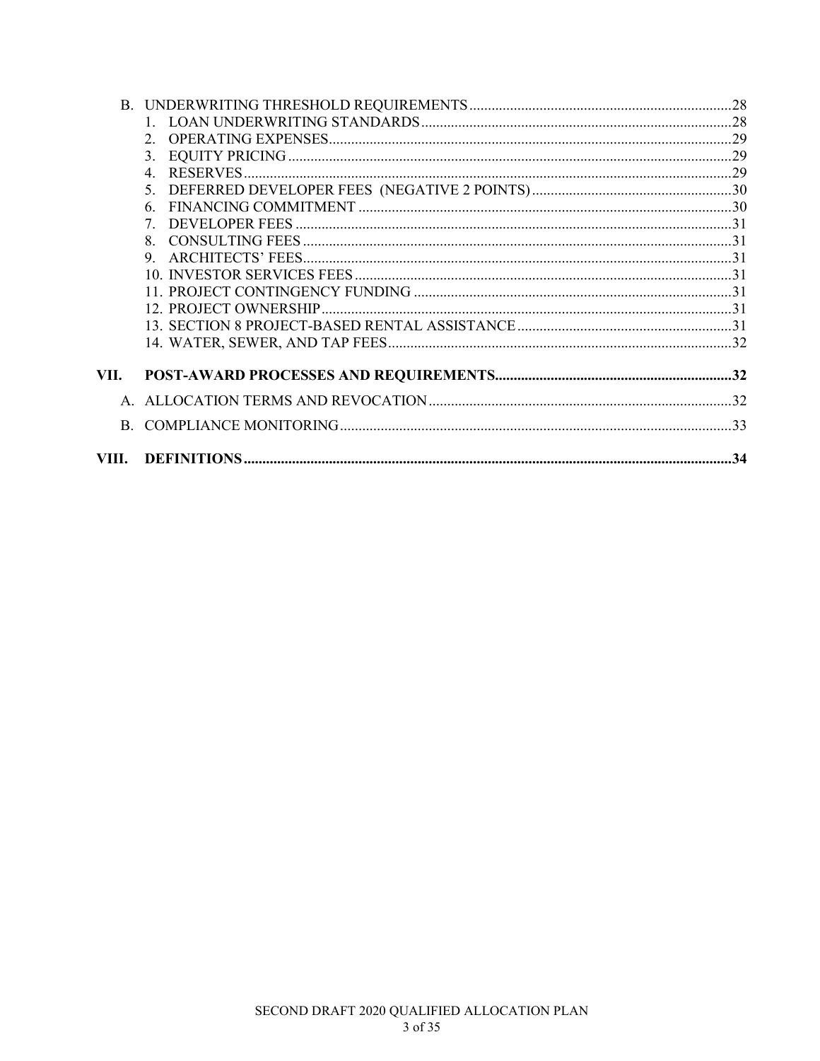- B. UNDERWRITING THRESHOLD REQUIREMENTS .....28
  1. LOAN UNDERWRITING STANDARDS .....28
  2. OPERATING EXPENSES .....29
  3. EQUITY PRICING .....29
  4. RESERVES .....29
  5. DEFERRED DEVELOPER FEES (NEGATIVE 2 POINTS) .....30
  6. FINANCING COMMITMENT .....30
  7. DEVELOPER FEES .....31
  8. CONSULTING FEES .....31
  9. ARCHITECTS' FEES .....31
  10. INVESTOR SERVICES FEES .....31
  11. PROJECT CONTINGENCY FUNDING .....31
  12. PROJECT OWNERSHIP .....31
  13. SECTION 8 PROJECT-BASED RENTAL ASSISTANCE .....31
  14. WATER, SEWER, AND TAP FEES .....32

**VII. POST-AWARD PROCESSES AND REQUIREMENTS .....32**

- A. ALLOCATION TERMS AND REVOCATION .....32
- B. COMPLIANCE MONITORING .....33

**VIII. DEFINITIONS .....34**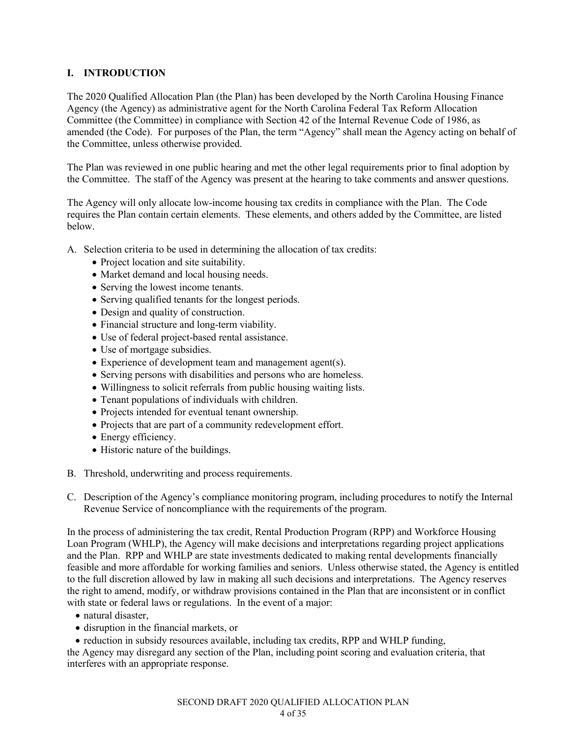## I. INTRODUCTION

The 2020 Qualified Allocation Plan (the Plan) has been developed by the North Carolina Housing Finance Agency (the Agency) as administrative agent for the North Carolina Federal Tax Reform Allocation Committee (the Committee) in compliance with Section 42 of the Internal Revenue Code of 1986, as amended (the Code). For purposes of the Plan, the term "Agency" shall mean the Agency acting on behalf of the Committee, unless otherwise provided.

The Plan was reviewed in one public hearing and met the other legal requirements prior to final adoption by the Committee. The staff of the Agency was present at the hearing to take comments and answer questions.

The Agency will only allocate low-income housing tax credits in compliance with the Plan. The Code requires the Plan contain certain elements. These elements, and others added by the Committee, are listed below.

A. Selection criteria to be used in determining the allocation of tax credits:
   - Project location and site suitability.
   - Market demand and local housing needs.
   - Serving the lowest income tenants.
   - Serving qualified tenants for the longest periods.
   - Design and quality of construction.
   - Financial structure and long-term viability.
   - Use of federal project-based rental assistance.
   - Use of mortgage subsidies.
   - Experience of development team and management agent(s).
   - Serving persons with disabilities and persons who are homeless.
   - Willingness to solicit referrals from public housing waiting lists.
   - Tenant populations of individuals with children.
   - Projects intended for eventual tenant ownership.
   - Projects that are part of a community redevelopment effort.
   - Energy efficiency.
   - Historic nature of the buildings.

B. Threshold, underwriting and process requirements.

C. Description of the Agency's compliance monitoring program, including procedures to notify the Internal Revenue Service of noncompliance with the requirements of the program.

In the process of administering the tax credit, Rental Production Program (RPP) and Workforce Housing Loan Program (WHLP), the Agency will make decisions and interpretations regarding project applications and the Plan. RPP and WHLP are state investments dedicated to making rental developments financially feasible and more affordable for working families and seniors. Unless otherwise stated, the Agency is entitled to the full discretion allowed by law in making all such decisions and interpretations. The Agency reserves the right to amend, modify, or withdraw provisions contained in the Plan that are inconsistent or in conflict with state or federal laws or regulations. In the event of a major:

- natural disaster,
- disruption in the financial markets, or
- reduction in subsidy resources available, including tax credits, RPP and WHLP funding,

the Agency may disregard any section of the Plan, including point scoring and evaluation criteria, that interferes with an appropriate response.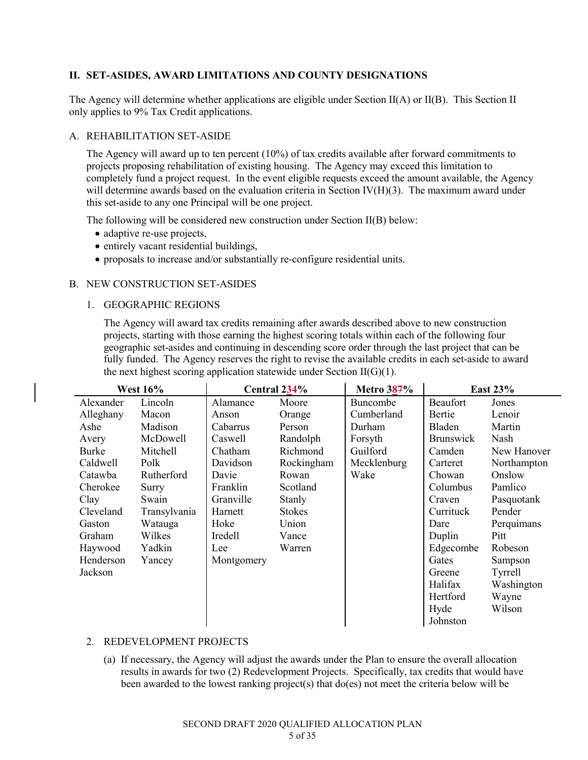## II. SET-ASIDES, AWARD LIMITATIONS AND COUNTY DESIGNATIONS

The Agency will determine whether applications are eligible under Section II(A) or II(B). This Section II only applies to 9% Tax Credit applications.

### A. REHABILITATION SET-ASIDE

The Agency will award up to ten percent (10%) of tax credits available after forward commitments to projects proposing rehabilitation of existing housing. The Agency may exceed this limitation to completely fund a project request. In the event eligible requests exceed the amount available, the Agency will determine awards based on the evaluation criteria in Section IV(H)(3). The maximum award under this set-aside to any one Principal will be one project.

The following will be considered new construction under Section II(B) below:

- adaptive re-use projects,
- entirely vacant residential buildings,
- proposals to increase and/or substantially re-configure residential units.

### B. NEW CONSTRUCTION SET-ASIDES

1. GEOGRAPHIC REGIONS

The Agency will award tax credits remaining after awards described above to new construction projects, starting with those earning the highest scoring totals within each of the following four geographic set-asides and continuing in descending score order through the last project that can be funded. The Agency reserves the right to revise the available credits in each set-aside to award the next highest scoring application statewide under Section II(G)(1).

| **West 16%** | | **Central 234%** | | **Metro 387%** | **East 23%** | |
|---|---|---|---|---|---|---|
| Alexander | Lincoln | Alamance | Moore | Buncombe | Beaufort | Jones |
| Alleghany | Macon | Anson | Orange | Cumberland | Bertie | Lenoir |
| Ashe | Madison | Cabarrus | Person | Durham | Bladen | Martin |
| Avery | McDowell | Caswell | Randolph | Forsyth | Brunswick | Nash |
| Burke | Mitchell | Chatham | Richmond | Guilford | Camden | New Hanover |
| Caldwell | Polk | Davidson | Rockingham | Mecklenburg | Carteret | Northampton |
| Catawba | Rutherford | Davie | Rowan | Wake | Chowan | Onslow |
| Cherokee | Surry | Franklin | Scotland | | Columbus | Pamlico |
| Clay | Swain | Granville | Stanly | | Craven | Pasquotank |
| Cleveland | Transylvania | Harnett | Stokes | | Currituck | Pender |
| Gaston | Watauga | Hoke | Union | | Dare | Perquimans |
| Graham | Wilkes | Iredell | Vance | | Duplin | Pitt |
| Haywood | Yadkin | Lee | Warren | | Edgecombe | Robeson |
| Henderson | Yancey | Montgomery | | | Gates | Sampson |
| Jackson | | | | | Greene | Tyrrell |
| | | | | | Halifax | Washington |
| | | | | | Hertford | Wayne |
| | | | | | Hyde | Wilson |
| | | | | | Johnston | |

2. REDEVELOPMENT PROJECTS

(a) If necessary, the Agency will adjust the awards under the Plan to ensure the overall allocation results in awards for two (2) Redevelopment Projects. Specifically, tax credits that would have been awarded to the lowest ranking project(s) that do(es) not meet the criteria below will be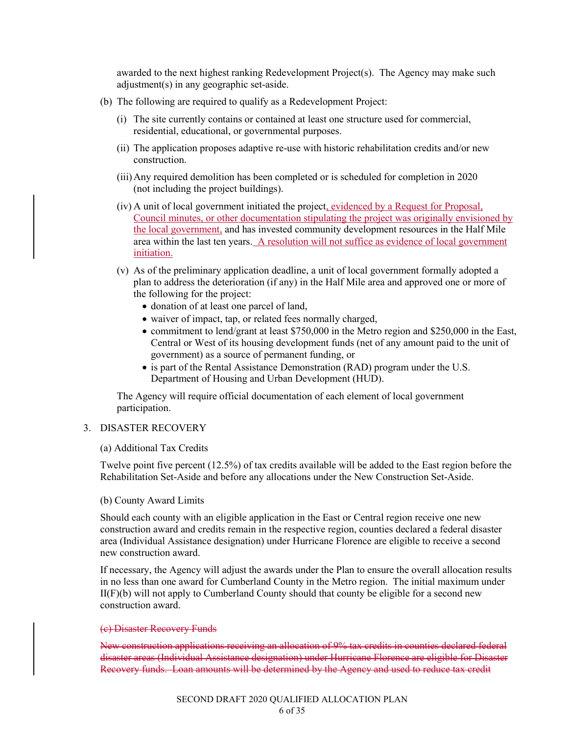awarded to the next highest ranking Redevelopment Project(s). The Agency may make such adjustment(s) in any geographic set-aside.

(b) The following are required to qualify as a Redevelopment Project:

(i) The site currently contains or contained at least one structure used for commercial, residential, educational, or governmental purposes.

(ii) The application proposes adaptive re-use with historic rehabilitation credits and/or new construction.

(iii) Any required demolition has been completed or is scheduled for completion in 2020 (not including the project buildings).

(iv) A unit of local government initiated the project, evidenced by a Request for Proposal, Council minutes, or other documentation stipulating the project was originally envisioned by the local government, and has invested community development resources in the Half Mile area within the last ten years. A resolution will not suffice as evidence of local government initiation.

(v) As of the preliminary application deadline, a unit of local government formally adopted a plan to address the deterioration (if any) in the Half Mile area and approved one or more of the following for the project:

- donation of at least one parcel of land,
- waiver of impact, tap, or related fees normally charged,
- commitment to lend/grant at least $750,000 in the Metro region and $250,000 in the East, Central or West of its housing development funds (net of any amount paid to the unit of government) as a source of permanent funding, or
- is part of the Rental Assistance Demonstration (RAD) program under the U.S. Department of Housing and Urban Development (HUD).

The Agency will require official documentation of each element of local government participation.

3. DISASTER RECOVERY

(a) Additional Tax Credits

Twelve point five percent (12.5%) of tax credits available will be added to the East region before the Rehabilitation Set-Aside and before any allocations under the New Construction Set-Aside.

(b) County Award Limits

Should each county with an eligible application in the East or Central region receive one new construction award and credits remain in the respective region, counties declared a federal disaster area (Individual Assistance designation) under Hurricane Florence are eligible to receive a second new construction award.

If necessary, the Agency will adjust the awards under the Plan to ensure the overall allocation results in no less than one award for Cumberland County in the Metro region. The initial maximum under II(F)(b) will not apply to Cumberland County should that county be eligible for a second new construction award.

~~(c) Disaster Recovery Funds~~

~~New construction applications receiving an allocation of 9% tax credits in counties declared federal disaster areas (Individual Assistance designation) under Hurricane Florence are eligible for Disaster Recovery funds. Loan amounts will be determined by the Agency and used to reduce tax credit~~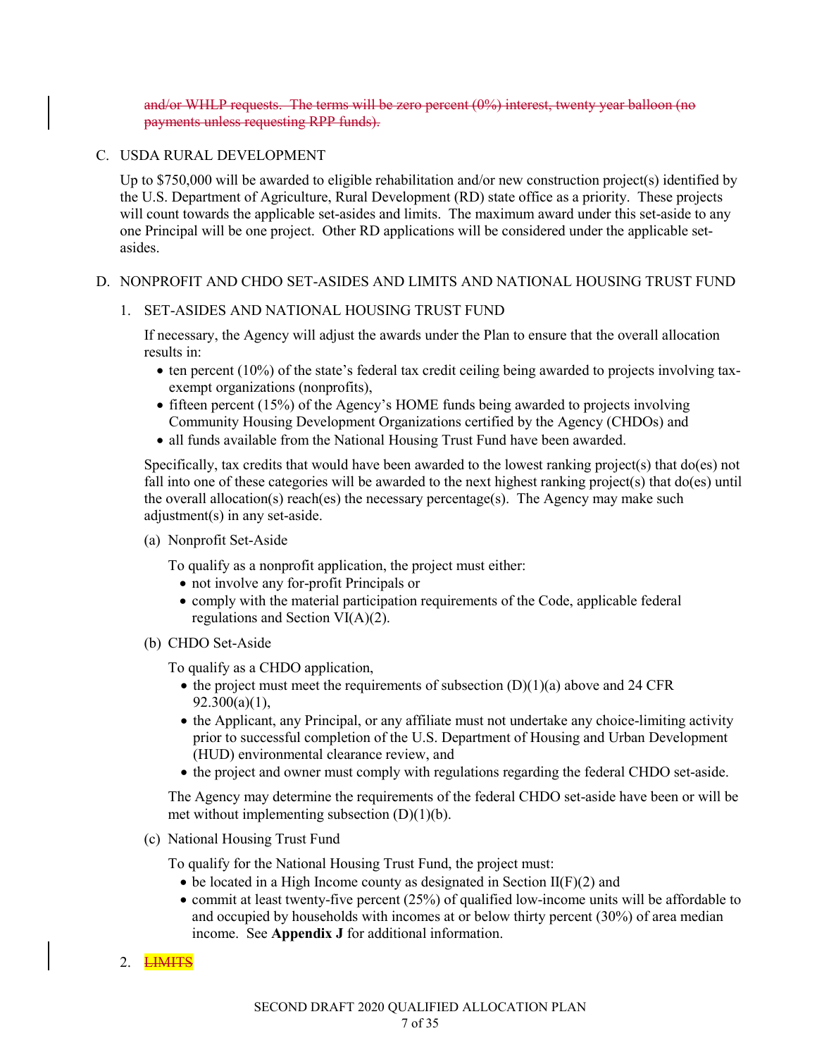~~and/or WHLP requests. The terms will be zero percent (0%) interest, twenty year balloon (no payments unless requesting RPP funds).~~

C. USDA RURAL DEVELOPMENT

Up to $750,000 will be awarded to eligible rehabilitation and/or new construction project(s) identified by the U.S. Department of Agriculture, Rural Development (RD) state office as a priority. These projects will count towards the applicable set-asides and limits. The maximum award under this set-aside to any one Principal will be one project. Other RD applications will be considered under the applicable set-asides.

D. NONPROFIT AND CHDO SET-ASIDES AND LIMITS AND NATIONAL HOUSING TRUST FUND

1. SET-ASIDES AND NATIONAL HOUSING TRUST FUND

If necessary, the Agency will adjust the awards under the Plan to ensure that the overall allocation results in:

- ten percent (10%) of the state's federal tax credit ceiling being awarded to projects involving tax-exempt organizations (nonprofits),
- fifteen percent (15%) of the Agency's HOME funds being awarded to projects involving Community Housing Development Organizations certified by the Agency (CHDOs) and
- all funds available from the National Housing Trust Fund have been awarded.

Specifically, tax credits that would have been awarded to the lowest ranking project(s) that do(es) not fall into one of these categories will be awarded to the next highest ranking project(s) that do(es) until the overall allocation(s) reach(es) the necessary percentage(s). The Agency may make such adjustment(s) in any set-aside.

(a) Nonprofit Set-Aside

To qualify as a nonprofit application, the project must either:

- not involve any for-profit Principals or
- comply with the material participation requirements of the Code, applicable federal regulations and Section VI(A)(2).

(b) CHDO Set-Aside

To qualify as a CHDO application,

- the project must meet the requirements of subsection (D)(1)(a) above and 24 CFR 92.300(a)(1),
- the Applicant, any Principal, or any affiliate must not undertake any choice-limiting activity prior to successful completion of the U.S. Department of Housing and Urban Development (HUD) environmental clearance review, and
- the project and owner must comply with regulations regarding the federal CHDO set-aside.

The Agency may determine the requirements of the federal CHDO set-aside have been or will be met without implementing subsection (D)(1)(b).

(c) National Housing Trust Fund

To qualify for the National Housing Trust Fund, the project must:

- be located in a High Income county as designated in Section II(F)(2) and
- commit at least twenty-five percent (25%) of qualified low-income units will be affordable to and occupied by households with incomes at or below thirty percent (30%) of area median income. See **Appendix J** for additional information.

2. ~~LIMITS~~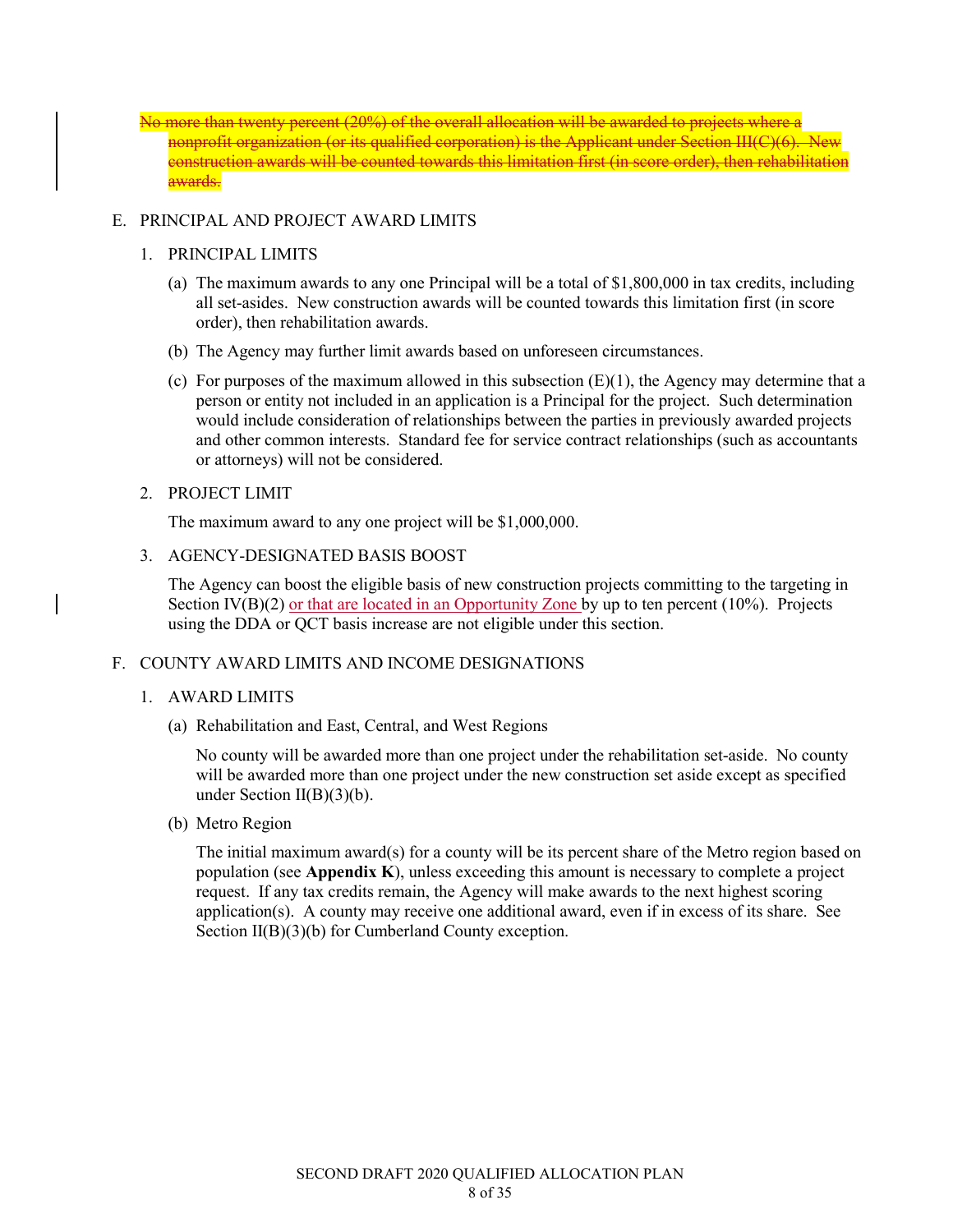~~No more than twenty percent (20%) of the overall allocation will be awarded to projects where a nonprofit organization (or its qualified corporation) is the Applicant under Section III(C)(6). New construction awards will be counted towards this limitation first (in score order), then rehabilitation awards.~~

## E. PRINCIPAL AND PROJECT AWARD LIMITS

### 1. PRINCIPAL LIMITS

(a) The maximum awards to any one Principal will be a total of $1,800,000 in tax credits, including all set-asides. New construction awards will be counted towards this limitation first (in score order), then rehabilitation awards.

(b) The Agency may further limit awards based on unforeseen circumstances.

(c) For purposes of the maximum allowed in this subsection (E)(1), the Agency may determine that a person or entity not included in an application is a Principal for the project. Such determination would include consideration of relationships between the parties in previously awarded projects and other common interests. Standard fee for service contract relationships (such as accountants or attorneys) will not be considered.

### 2. PROJECT LIMIT

The maximum award to any one project will be $1,000,000.

### 3. AGENCY-DESIGNATED BASIS BOOST

The Agency can boost the eligible basis of new construction projects committing to the targeting in Section IV(B)(2) or that are located in an Opportunity Zone by up to ten percent (10%). Projects using the DDA or QCT basis increase are not eligible under this section.

## F. COUNTY AWARD LIMITS AND INCOME DESIGNATIONS

### 1. AWARD LIMITS

(a) Rehabilitation and East, Central, and West Regions

No county will be awarded more than one project under the rehabilitation set-aside. No county will be awarded more than one project under the new construction set aside except as specified under Section II(B)(3)(b).

(b) Metro Region

The initial maximum award(s) for a county will be its percent share of the Metro region based on population (see **Appendix K**), unless exceeding this amount is necessary to complete a project request. If any tax credits remain, the Agency will make awards to the next highest scoring application(s). A county may receive one additional award, even if in excess of its share. See Section II(B)(3)(b) for Cumberland County exception.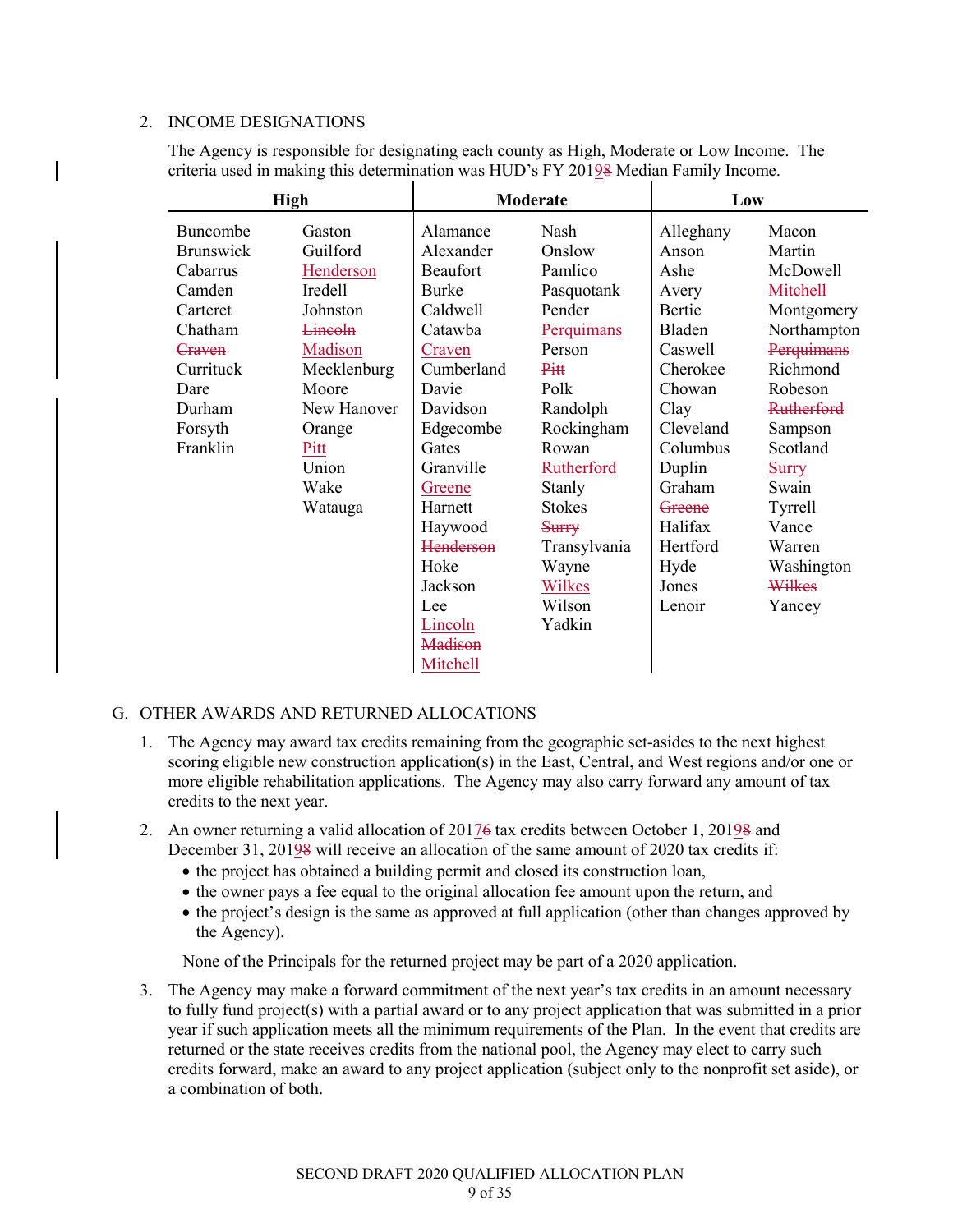2. INCOME DESIGNATIONS

The Agency is responsible for designating each county as High, Moderate or Low Income. The criteria used in making this determination was HUD's FY 201<u>9</u>~~8~~ Median Family Income.

| High | | Moderate | | Low | |
|---|---|---|---|---|---|
| Buncombe | Gaston | Alamance | Nash | Alleghany | Macon |
| Brunswick | Guilford | Alexander | Onslow | Anson | Martin |
| Cabarrus | <u>Henderson</u> | Beaufort | Pamlico | Ashe | McDowell |
| Camden | Iredell | Burke | Pasquotank | Avery | ~~Mitchell~~ |
| Carteret | Johnston | Caldwell | Pender | Bertie | Montgomery |
| Chatham | ~~Lincoln~~ | Catawba | <u>Perquimans</u> | Bladen | Northampton |
| ~~Craven~~ | <u>Madison</u> | <u>Craven</u> | Person | Caswell | ~~Perquimans~~ |
| Currituck | Mecklenburg | Cumberland | ~~Pitt~~ | Cherokee | Richmond |
| Dare | Moore | Davie | Polk | Chowan | Robeson |
| Durham | New Hanover | Davidson | Randolph | Clay | ~~Rutherford~~ |
| Forsyth | Orange | Edgecombe | Rockingham | Cleveland | Sampson |
| Franklin | <u>Pitt</u> | Gates | Rowan | Columbus | Scotland |
| | Union | Granville | <u>Rutherford</u> | Duplin | <u>Surry</u> |
| | Wake | <u>Greene</u> | Stanly | Graham | Swain |
| | Watauga | Harnett | Stokes | ~~Greene~~ | Tyrrell |
| | | Haywood | ~~Surry~~ | Halifax | Vance |
| | | ~~Henderson~~ | Transylvania | Hertford | Warren |
| | | Hoke | Wayne | Hyde | Washington |
| | | Jackson | <u>Wilkes</u> | Jones | ~~Wilkes~~ |
| | | Lee | Wilson | Lenoir | Yancey |
| | | <u>Lincoln</u> | Yadkin | | |
| | | ~~Madison~~ | | | |
| | | <u>Mitchell</u> | | | |

G. OTHER AWARDS AND RETURNED ALLOCATIONS

1. The Agency may award tax credits remaining from the geographic set-asides to the next highest scoring eligible new construction application(s) in the East, Central, and West regions and/or one or more eligible rehabilitation applications. The Agency may also carry forward any amount of tax credits to the next year.

2. An owner returning a valid allocation of 201<u>7</u>~~6~~ tax credits between October 1, 201<u>9</u>~~8~~ and December 31, 201<u>9</u>~~8~~ will receive an allocation of the same amount of 2020 tax credits if:
   - the project has obtained a building permit and closed its construction loan,
   - the owner pays a fee equal to the original allocation fee amount upon the return, and
   - the project's design is the same as approved at full application (other than changes approved by the Agency).

   None of the Principals for the returned project may be part of a 2020 application.

3. The Agency may make a forward commitment of the next year's tax credits in an amount necessary to fully fund project(s) with a partial award or to any project application that was submitted in a prior year if such application meets all the minimum requirements of the Plan. In the event that credits are returned or the state receives credits from the national pool, the Agency may elect to carry such credits forward, make an award to any project application (subject only to the nonprofit set aside), or a combination of both.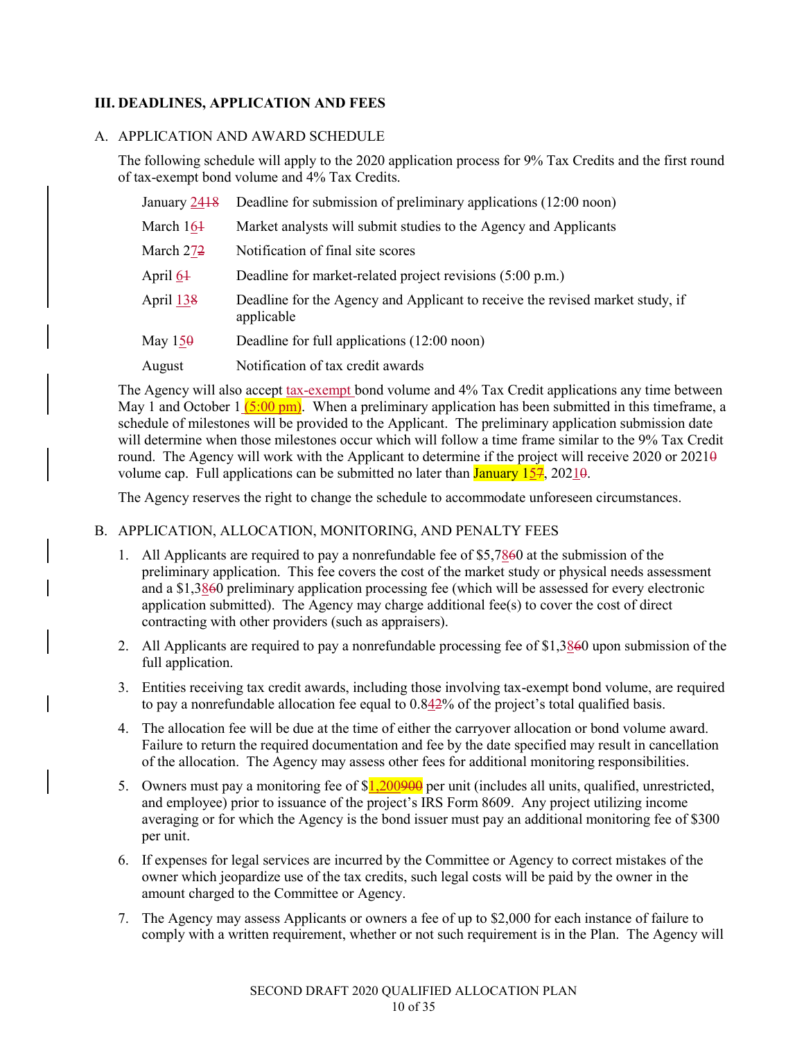## III. DEADLINES, APPLICATION AND FEES

### A. APPLICATION AND AWARD SCHEDULE

The following schedule will apply to the 2020 application process for 9% Tax Credits and the first round of tax-exempt bond volume and 4% Tax Credits.

| Date | Event |
|---|---|
| January 24~~18~~ | Deadline for submission of preliminary applications (12:00 noon) |
| March 16~~1~~ | Market analysts will submit studies to the Agency and Applicants |
| March 27~~2~~ | Notification of final site scores |
| April 6~~1~~ | Deadline for market-related project revisions (5:00 p.m.) |
| April 13~~8~~ | Deadline for the Agency and Applicant to receive the revised market study, if applicable |
| May 15~~0~~ | Deadline for full applications (12:00 noon) |
| August | Notification of tax credit awards |

The Agency will also accept tax-exempt bond volume and 4% Tax Credit applications any time between May 1 and October 1 (5:00 pm). When a preliminary application has been submitted in this timeframe, a schedule of milestones will be provided to the Applicant. The preliminary application submission date will determine when those milestones occur which will follow a time frame similar to the 9% Tax Credit round. The Agency will work with the Applicant to determine if the project will receive 2020 or 2021~~0~~ volume cap. Full applications can be submitted no later than January 15~~7~~, 2021~~0~~.

The Agency reserves the right to change the schedule to accommodate unforeseen circumstances.

### B. APPLICATION, ALLOCATION, MONITORING, AND PENALTY FEES

1. All Applicants are required to pay a nonrefundable fee of $5,78~~6~~0 at the submission of the preliminary application. This fee covers the cost of the market study or physical needs assessment and a $1,38~~6~~0 preliminary application processing fee (which will be assessed for every electronic application submitted). The Agency may charge additional fee(s) to cover the cost of direct contracting with other providers (such as appraisers).
2. All Applicants are required to pay a nonrefundable processing fee of $1,38~~6~~0 upon submission of the full application.
3. Entities receiving tax credit awards, including those involving tax-exempt bond volume, are required to pay a nonrefundable allocation fee equal to 0.84~~2~~% of the project's total qualified basis.
4. The allocation fee will be due at the time of either the carryover allocation or bond volume award. Failure to return the required documentation and fee by the date specified may result in cancellation of the allocation. The Agency may assess other fees for additional monitoring responsibilities.
5. Owners must pay a monitoring fee of $1,200~~900~~ per unit (includes all units, qualified, unrestricted, and employee) prior to issuance of the project's IRS Form 8609. Any project utilizing income averaging or for which the Agency is the bond issuer must pay an additional monitoring fee of $300 per unit.
6. If expenses for legal services are incurred by the Committee or Agency to correct mistakes of the owner which jeopardize use of the tax credits, such legal costs will be paid by the owner in the amount charged to the Committee or Agency.
7. The Agency may assess Applicants or owners a fee of up to $2,000 for each instance of failure to comply with a written requirement, whether or not such requirement is in the Plan. The Agency will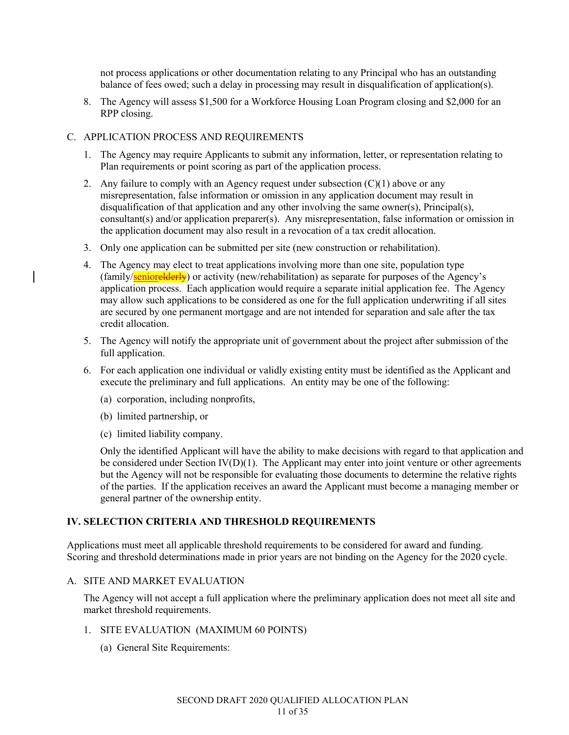not process applications or other documentation relating to any Principal who has an outstanding balance of fees owed; such a delay in processing may result in disqualification of application(s).

8. The Agency will assess $1,500 for a Workforce Housing Loan Program closing and $2,000 for an RPP closing.

C. APPLICATION PROCESS AND REQUIREMENTS

1. The Agency may require Applicants to submit any information, letter, or representation relating to Plan requirements or point scoring as part of the application process.

2. Any failure to comply with an Agency request under subsection (C)(1) above or any misrepresentation, false information or omission in any application document may result in disqualification of that application and any other involving the same owner(s), Principal(s), consultant(s) and/or application preparer(s). Any misrepresentation, false information or omission in the application document may also result in a revocation of a tax credit allocation.

3. Only one application can be submitted per site (new construction or rehabilitation).

4. The Agency may elect to treat applications involving more than one site, population type (family/senior~~elderly~~) or activity (new/rehabilitation) as separate for purposes of the Agency's application process. Each application would require a separate initial application fee. The Agency may allow such applications to be considered as one for the full application underwriting if all sites are secured by one permanent mortgage and are not intended for separation and sale after the tax credit allocation.

5. The Agency will notify the appropriate unit of government about the project after submission of the full application.

6. For each application one individual or validly existing entity must be identified as the Applicant and execute the preliminary and full applications. An entity may be one of the following:

   (a) corporation, including nonprofits,

   (b) limited partnership, or

   (c) limited liability company.

   Only the identified Applicant will have the ability to make decisions with regard to that application and be considered under Section IV(D)(1). The Applicant may enter into joint venture or other agreements but the Agency will not be responsible for evaluating those documents to determine the relative rights of the parties. If the application receives an award the Applicant must become a managing member or general partner of the ownership entity.

## IV. SELECTION CRITERIA AND THRESHOLD REQUIREMENTS

Applications must meet all applicable threshold requirements to be considered for award and funding. Scoring and threshold determinations made in prior years are not binding on the Agency for the 2020 cycle.

A. SITE AND MARKET EVALUATION

The Agency will not accept a full application where the preliminary application does not meet all site and market threshold requirements.

1. SITE EVALUATION (MAXIMUM 60 POINTS)

   (a) General Site Requirements: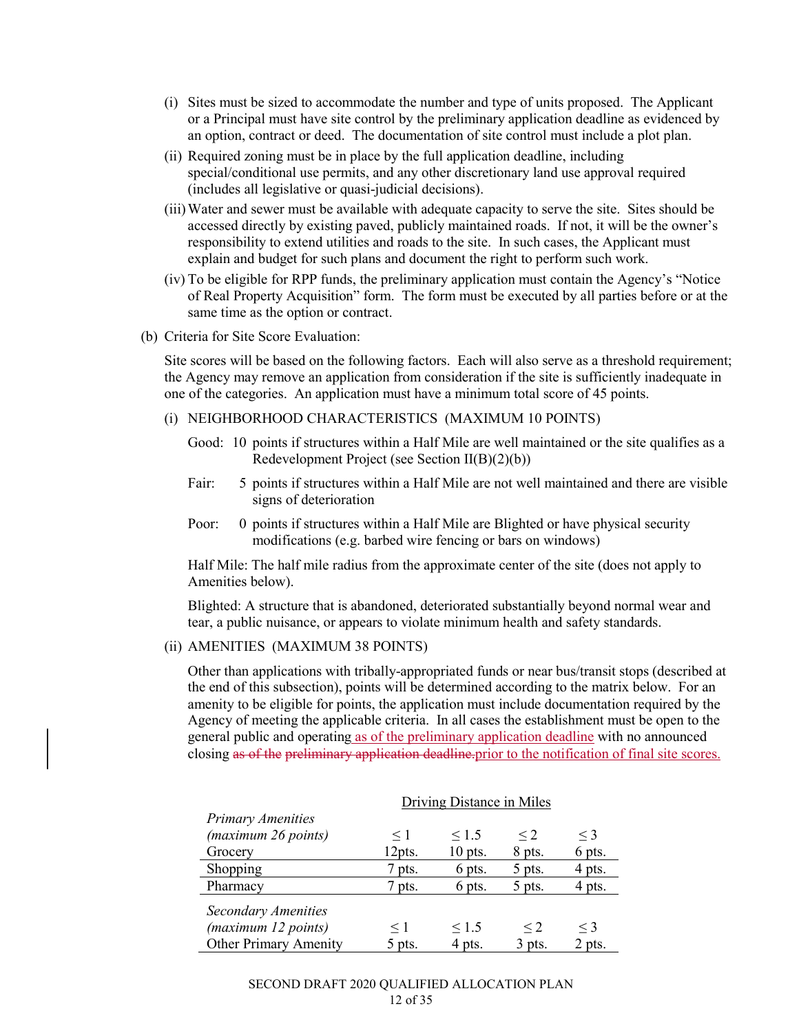(i) Sites must be sized to accommodate the number and type of units proposed. The Applicant or a Principal must have site control by the preliminary application deadline as evidenced by an option, contract or deed. The documentation of site control must include a plot plan.

(ii) Required zoning must be in place by the full application deadline, including special/conditional use permits, and any other discretionary land use approval required (includes all legislative or quasi-judicial decisions).

(iii) Water and sewer must be available with adequate capacity to serve the site. Sites should be accessed directly by existing paved, publicly maintained roads. If not, it will be the owner's responsibility to extend utilities and roads to the site. In such cases, the Applicant must explain and budget for such plans and document the right to perform such work.

(iv) To be eligible for RPP funds, the preliminary application must contain the Agency's "Notice of Real Property Acquisition" form. The form must be executed by all parties before or at the same time as the option or contract.

(b) Criteria for Site Score Evaluation:

Site scores will be based on the following factors. Each will also serve as a threshold requirement; the Agency may remove an application from consideration if the site is sufficiently inadequate in one of the categories. An application must have a minimum total score of 45 points.

(i) NEIGHBORHOOD CHARACTERISTICS (MAXIMUM 10 POINTS)

Good: 10 points if structures within a Half Mile are well maintained or the site qualifies as a Redevelopment Project (see Section II(B)(2)(b))

Fair: 5 points if structures within a Half Mile are not well maintained and there are visible signs of deterioration

Poor: 0 points if structures within a Half Mile are Blighted or have physical security modifications (e.g. barbed wire fencing or bars on windows)

Half Mile: The half mile radius from the approximate center of the site (does not apply to Amenities below).

Blighted: A structure that is abandoned, deteriorated substantially beyond normal wear and tear, a public nuisance, or appears to violate minimum health and safety standards.

(ii) AMENITIES (MAXIMUM 38 POINTS)

Other than applications with tribally-appropriated funds or near bus/transit stops (described at the end of this subsection), points will be determined according to the matrix below. For an amenity to be eligible for points, the application must include documentation required by the Agency of meeting the applicable criteria. In all cases the establishment must be open to the general public and operating as of the preliminary application deadline with no announced closing ~~as of the preliminary application deadline.~~ prior to the notification of final site scores.

| | Driving Distance in Miles | | | |
|---|---|---|---|---|
| *Primary Amenities (maximum 26 points)* | ≤ 1 | ≤ 1.5 | ≤ 2 | ≤ 3 |
| Grocery | 12pts. | 10 pts. | 8 pts. | 6 pts. |
| Shopping | 7 pts. | 6 pts. | 5 pts. | 4 pts. |
| Pharmacy | 7 pts. | 6 pts. | 5 pts. | 4 pts. |
| *Secondary Amenities (maximum 12 points)* | ≤ 1 | ≤ 1.5 | ≤ 2 | ≤ 3 |
| Other Primary Amenity | 5 pts. | 4 pts. | 3 pts. | 2 pts. |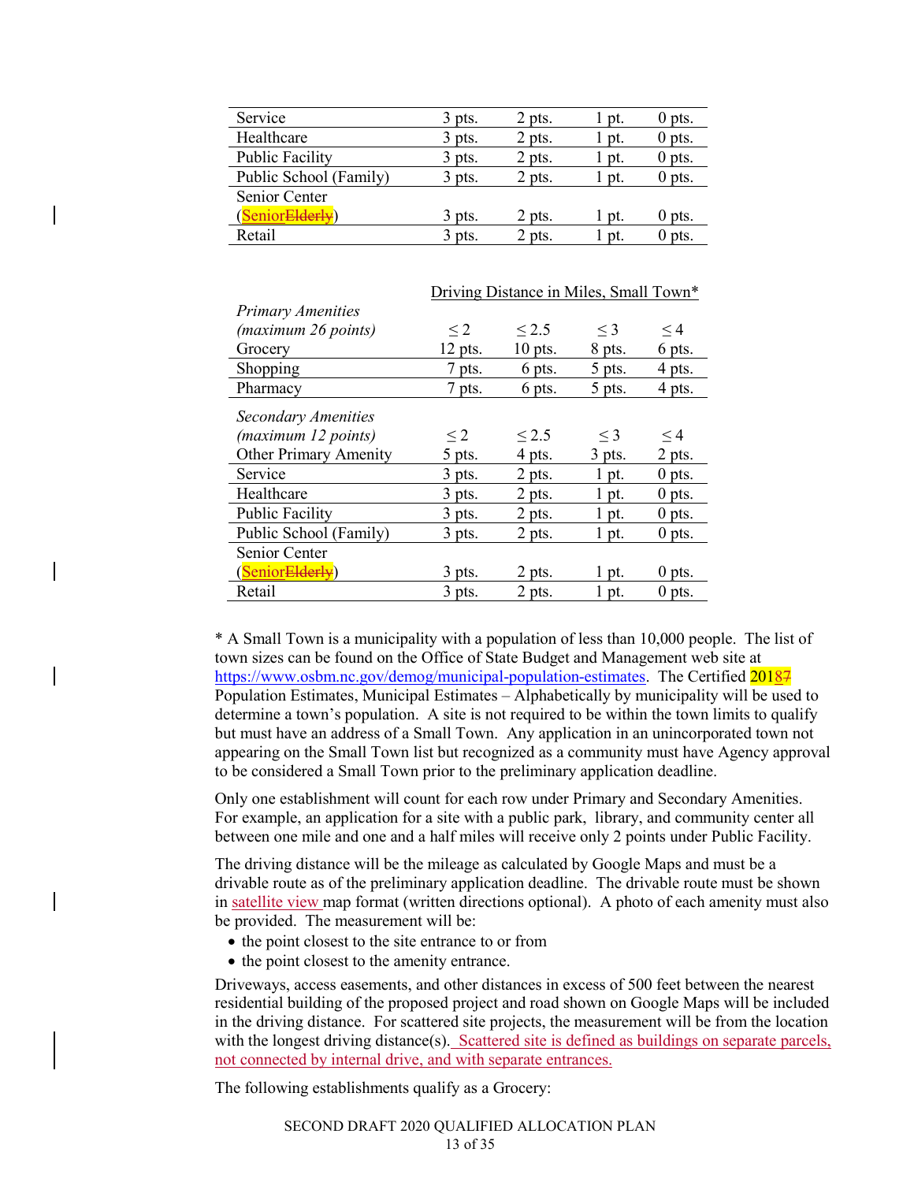| | | | | |
|---|---|---|---|---|
| Service | 3 pts. | 2 pts. | 1 pt. | 0 pts. |
| Healthcare | 3 pts. | 2 pts. | 1 pt. | 0 pts. |
| Public Facility | 3 pts. | 2 pts. | 1 pt. | 0 pts. |
| Public School (Family) | 3 pts. | 2 pts. | 1 pt. | 0 pts. |
| Senior Center (Senior~~Elderly~~) | 3 pts. | 2 pts. | 1 pt. | 0 pts. |
| Retail | 3 pts. | 2 pts. | 1 pt. | 0 pts. |

| | Driving Distance in Miles, Small Town* | | | |
|---|---|---|---|---|
| *Primary Amenities (maximum 26 points)* | ≤ 2 | ≤ 2.5 | ≤ 3 | ≤ 4 |
| Grocery | 12 pts. | 10 pts. | 8 pts. | 6 pts. |
| Shopping | 7 pts. | 6 pts. | 5 pts. | 4 pts. |
| Pharmacy | 7 pts. | 6 pts. | 5 pts. | 4 pts. |
| *Secondary Amenities (maximum 12 points)* | ≤ 2 | ≤ 2.5 | ≤ 3 | ≤ 4 |
| Other Primary Amenity | 5 pts. | 4 pts. | 3 pts. | 2 pts. |
| Service | 3 pts. | 2 pts. | 1 pt. | 0 pts. |
| Healthcare | 3 pts. | 2 pts. | 1 pt. | 0 pts. |
| Public Facility | 3 pts. | 2 pts. | 1 pt. | 0 pts. |
| Public School (Family) | 3 pts. | 2 pts. | 1 pt. | 0 pts. |
| Senior Center (Senior~~Elderly~~) | 3 pts. | 2 pts. | 1 pt. | 0 pts. |
| Retail | 3 pts. | 2 pts. | 1 pt. | 0 pts. |

* A Small Town is a municipality with a population of less than 10,000 people. The list of town sizes can be found on the Office of State Budget and Management web site at https://www.osbm.nc.gov/demog/municipal-population-estimates. The Certified 2018~~7~~ Population Estimates, Municipal Estimates – Alphabetically by municipality will be used to determine a town's population. A site is not required to be within the town limits to qualify but must have an address of a Small Town. Any application in an unincorporated town not appearing on the Small Town list but recognized as a community must have Agency approval to be considered a Small Town prior to the preliminary application deadline.

Only one establishment will count for each row under Primary and Secondary Amenities. For example, an application for a site with a public park, library, and community center all between one mile and one and a half miles will receive only 2 points under Public Facility.

The driving distance will be the mileage as calculated by Google Maps and must be a drivable route as of the preliminary application deadline. The drivable route must be shown in satellite view map format (written directions optional). A photo of each amenity must also be provided. The measurement will be:

- the point closest to the site entrance to or from
- the point closest to the amenity entrance.

Driveways, access easements, and other distances in excess of 500 feet between the nearest residential building of the proposed project and road shown on Google Maps will be included in the driving distance. For scattered site projects, the measurement will be from the location with the longest driving distance(s). Scattered site is defined as buildings on separate parcels, not connected by internal drive, and with separate entrances.

The following establishments qualify as a Grocery: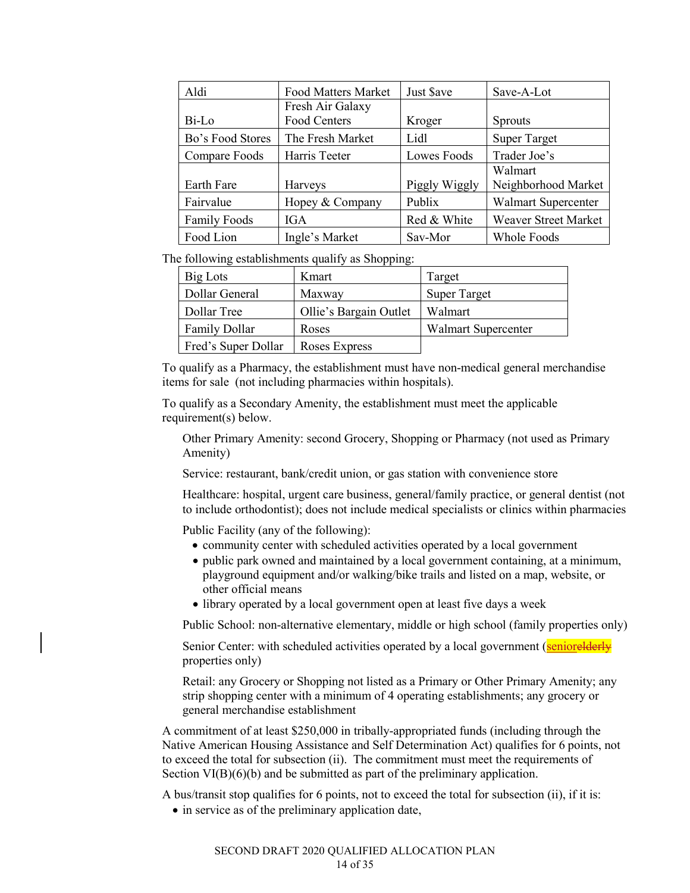| Aldi | Food Matters Market | Just $ave | Save-A-Lot |
|---|---|---|---|
| Bi-Lo | Fresh Air Galaxy Food Centers | Kroger | Sprouts |
| Bo's Food Stores | The Fresh Market | Lidl | Super Target |
| Compare Foods | Harris Teeter | Lowes Foods | Trader Joe's |
| Earth Fare | Harveys | Piggly Wiggly | Walmart Neighborhood Market |
| Fairvalue | Hopey & Company | Publix | Walmart Supercenter |
| Family Foods | IGA | Red & White | Weaver Street Market |
| Food Lion | Ingle's Market | Sav-Mor | Whole Foods |

The following establishments qualify as Shopping:

| Big Lots | Kmart | Target |
|---|---|---|
| Dollar General | Maxway | Super Target |
| Dollar Tree | Ollie's Bargain Outlet | Walmart |
| Family Dollar | Roses | Walmart Supercenter |
| Fred's Super Dollar | Roses Express | |

To qualify as a Pharmacy, the establishment must have non-medical general merchandise items for sale (not including pharmacies within hospitals).

To qualify as a Secondary Amenity, the establishment must meet the applicable requirement(s) below.

Other Primary Amenity: second Grocery, Shopping or Pharmacy (not used as Primary Amenity)

Service: restaurant, bank/credit union, or gas station with convenience store

Healthcare: hospital, urgent care business, general/family practice, or general dentist (not to include orthodontist); does not include medical specialists or clinics within pharmacies

Public Facility (any of the following):

- community center with scheduled activities operated by a local government
- public park owned and maintained by a local government containing, at a minimum, playground equipment and/or walking/bike trails and listed on a map, website, or other official means
- library operated by a local government open at least five days a week

Public School: non-alternative elementary, middle or high school (family properties only)

Senior Center: with scheduled activities operated by a local government (senior~~elderly~~ properties only)

Retail: any Grocery or Shopping not listed as a Primary or Other Primary Amenity; any strip shopping center with a minimum of 4 operating establishments; any grocery or general merchandise establishment

A commitment of at least $250,000 in tribally-appropriated funds (including through the Native American Housing Assistance and Self Determination Act) qualifies for 6 points, not to exceed the total for subsection (ii). The commitment must meet the requirements of Section VI(B)(6)(b) and be submitted as part of the preliminary application.

A bus/transit stop qualifies for 6 points, not to exceed the total for subsection (ii), if it is:

- in service as of the preliminary application date,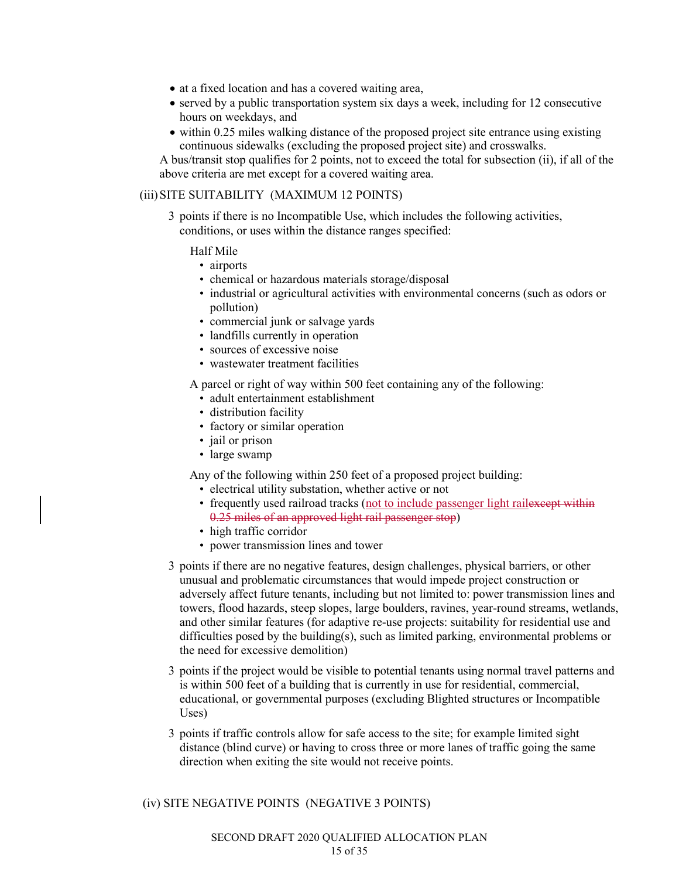- at a fixed location and has a covered waiting area,
- served by a public transportation system six days a week, including for 12 consecutive hours on weekdays, and
- within 0.25 miles walking distance of the proposed project site entrance using existing continuous sidewalks (excluding the proposed project site) and crosswalks.

A bus/transit stop qualifies for 2 points, not to exceed the total for subsection (ii), if all of the above criteria are met except for a covered waiting area.

(iii) SITE SUITABILITY (MAXIMUM 12 POINTS)

3 points if there is no Incompatible Use, which includes the following activities, conditions, or uses within the distance ranges specified:

Half Mile

- airports
- chemical or hazardous materials storage/disposal
- industrial or agricultural activities with environmental concerns (such as odors or pollution)
- commercial junk or salvage yards
- landfills currently in operation
- sources of excessive noise
- wastewater treatment facilities

A parcel or right of way within 500 feet containing any of the following:

- adult entertainment establishment
- distribution facility
- factory or similar operation
- jail or prison
- large swamp

Any of the following within 250 feet of a proposed project building:

- electrical utility substation, whether active or not
- frequently used railroad tracks (not to include passenger light rail~~except within 0.25 miles of an approved light rail passenger stop~~)
- high traffic corridor
- power transmission lines and tower

3 points if there are no negative features, design challenges, physical barriers, or other unusual and problematic circumstances that would impede project construction or adversely affect future tenants, including but not limited to: power transmission lines and towers, flood hazards, steep slopes, large boulders, ravines, year-round streams, wetlands, and other similar features (for adaptive re-use projects: suitability for residential use and difficulties posed by the building(s), such as limited parking, environmental problems or the need for excessive demolition)

3 points if the project would be visible to potential tenants using normal travel patterns and is within 500 feet of a building that is currently in use for residential, commercial, educational, or governmental purposes (excluding Blighted structures or Incompatible Uses)

3 points if traffic controls allow for safe access to the site; for example limited sight distance (blind curve) or having to cross three or more lanes of traffic going the same direction when exiting the site would not receive points.

(iv) SITE NEGATIVE POINTS (NEGATIVE 3 POINTS)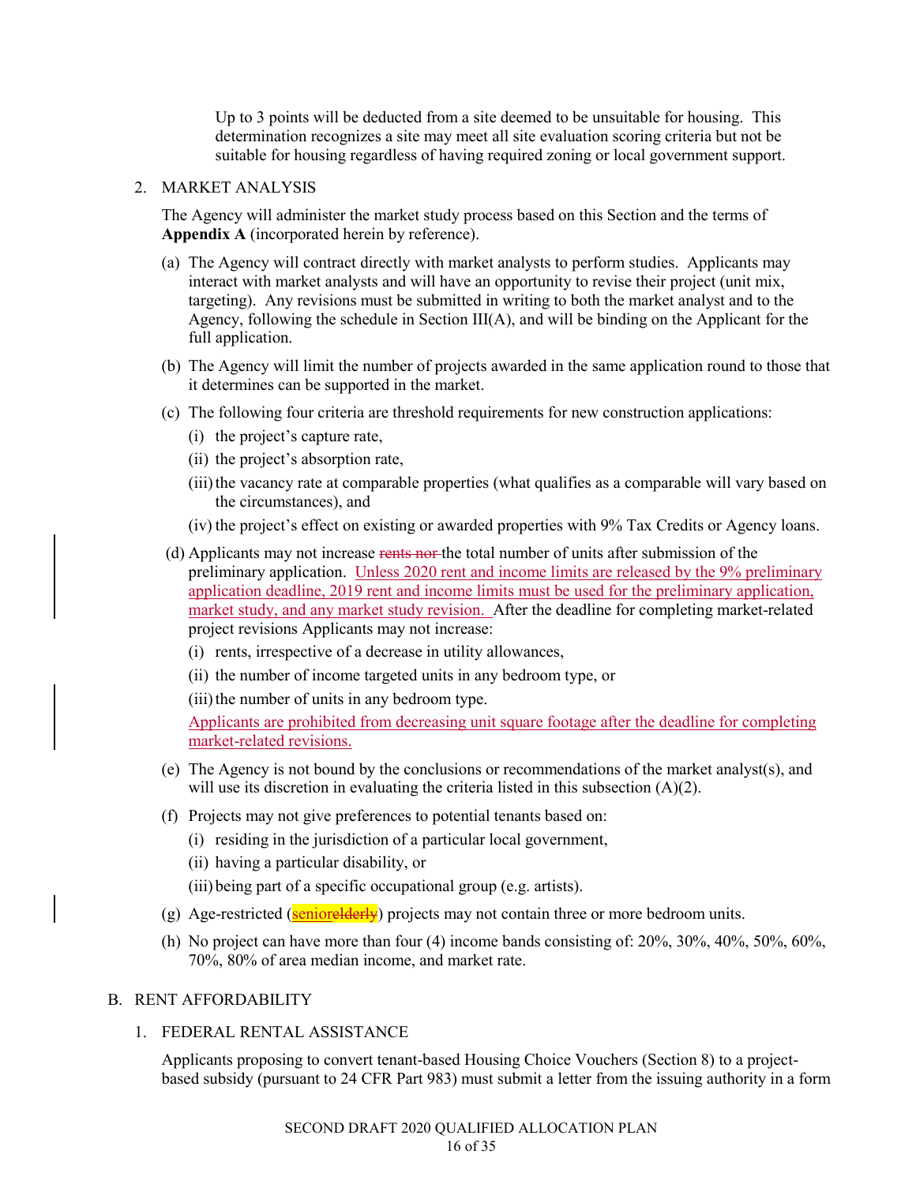Up to 3 points will be deducted from a site deemed to be unsuitable for housing. This determination recognizes a site may meet all site evaluation scoring criteria but not be suitable for housing regardless of having required zoning or local government support.

2. MARKET ANALYSIS

   The Agency will administer the market study process based on this Section and the terms of **Appendix A** (incorporated herein by reference).

   (a) The Agency will contract directly with market analysts to perform studies. Applicants may interact with market analysts and will have an opportunity to revise their project (unit mix, targeting). Any revisions must be submitted in writing to both the market analyst and to the Agency, following the schedule in Section III(A), and will be binding on the Applicant for the full application.

   (b) The Agency will limit the number of projects awarded in the same application round to those that it determines can be supported in the market.

   (c) The following four criteria are threshold requirements for new construction applications:

      (i) the project's capture rate,

      (ii) the project's absorption rate,

      (iii) the vacancy rate at comparable properties (what qualifies as a comparable will vary based on the circumstances), and

      (iv) the project's effect on existing or awarded properties with 9% Tax Credits or Agency loans.

   (d) Applicants may not increase ~~rents nor~~ the total number of units after submission of the preliminary application. Unless 2020 rent and income limits are released by the 9% preliminary application deadline, 2019 rent and income limits must be used for the preliminary application, market study, and any market study revision. After the deadline for completing market-related project revisions Applicants may not increase:

      (i) rents, irrespective of a decrease in utility allowances,

      (ii) the number of income targeted units in any bedroom type, or

      (iii) the number of units in any bedroom type.

      Applicants are prohibited from decreasing unit square footage after the deadline for completing market-related revisions.

   (e) The Agency is not bound by the conclusions or recommendations of the market analyst(s), and will use its discretion in evaluating the criteria listed in this subsection (A)(2).

   (f) Projects may not give preferences to potential tenants based on:

      (i) residing in the jurisdiction of a particular local government,

      (ii) having a particular disability, or

      (iii) being part of a specific occupational group (e.g. artists).

   (g) Age-restricted (senior~~elderly~~) projects may not contain three or more bedroom units.

   (h) No project can have more than four (4) income bands consisting of: 20%, 30%, 40%, 50%, 60%, 70%, 80% of area median income, and market rate.

B. RENT AFFORDABILITY

1. FEDERAL RENTAL ASSISTANCE

   Applicants proposing to convert tenant-based Housing Choice Vouchers (Section 8) to a project-based subsidy (pursuant to 24 CFR Part 983) must submit a letter from the issuing authority in a form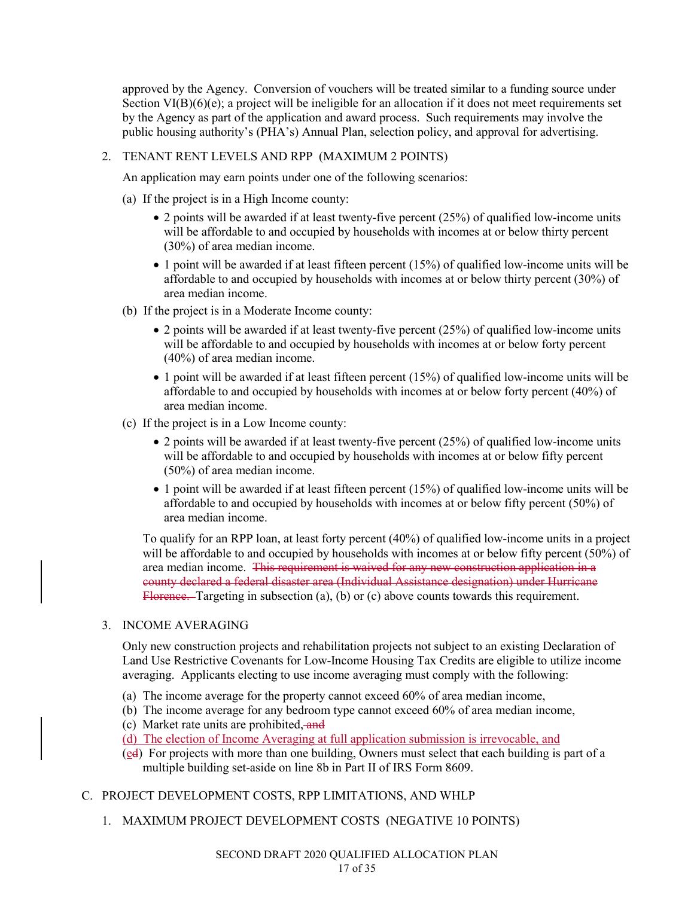approved by the Agency. Conversion of vouchers will be treated similar to a funding source under Section VI(B)(6)(e); a project will be ineligible for an allocation if it does not meet requirements set by the Agency as part of the application and award process. Such requirements may involve the public housing authority's (PHA's) Annual Plan, selection policy, and approval for advertising.

2. TENANT RENT LEVELS AND RPP (MAXIMUM 2 POINTS)

   An application may earn points under one of the following scenarios:

   (a) If the project is in a High Income county:

   - 2 points will be awarded if at least twenty-five percent (25%) of qualified low-income units will be affordable to and occupied by households with incomes at or below thirty percent (30%) of area median income.
   - 1 point will be awarded if at least fifteen percent (15%) of qualified low-income units will be affordable to and occupied by households with incomes at or below thirty percent (30%) of area median income.

   (b) If the project is in a Moderate Income county:

   - 2 points will be awarded if at least twenty-five percent (25%) of qualified low-income units will be affordable to and occupied by households with incomes at or below forty percent (40%) of area median income.
   - 1 point will be awarded if at least fifteen percent (15%) of qualified low-income units will be affordable to and occupied by households with incomes at or below forty percent (40%) of area median income.

   (c) If the project is in a Low Income county:

   - 2 points will be awarded if at least twenty-five percent (25%) of qualified low-income units will be affordable to and occupied by households with incomes at or below fifty percent (50%) of area median income.
   - 1 point will be awarded if at least fifteen percent (15%) of qualified low-income units will be affordable to and occupied by households with incomes at or below fifty percent (50%) of area median income.

   To qualify for an RPP loan, at least forty percent (40%) of qualified low-income units in a project will be affordable to and occupied by households with incomes at or below fifty percent (50%) of area median income. ~~This requirement is waived for any new construction application in a county declared a federal disaster area (Individual Assistance designation) under Hurricane Florence.~~ Targeting in subsection (a), (b) or (c) above counts towards this requirement.

3. INCOME AVERAGING

   Only new construction projects and rehabilitation projects not subject to an existing Declaration of Land Use Restrictive Covenants for Low-Income Housing Tax Credits are eligible to utilize income averaging. Applicants electing to use income averaging must comply with the following:

   (a) The income average for the property cannot exceed 60% of area median income,
   (b) The income average for any bedroom type cannot exceed 60% of area median income,
   (c) Market rate units are prohibited, ~~and~~
   (d) The election of Income Averaging at full application submission is irrevocable, and
   (e~~d~~) For projects with more than one building, Owners must select that each building is part of a multiple building set-aside on line 8b in Part II of IRS Form 8609.

C. PROJECT DEVELOPMENT COSTS, RPP LIMITATIONS, AND WHLP

1. MAXIMUM PROJECT DEVELOPMENT COSTS (NEGATIVE 10 POINTS)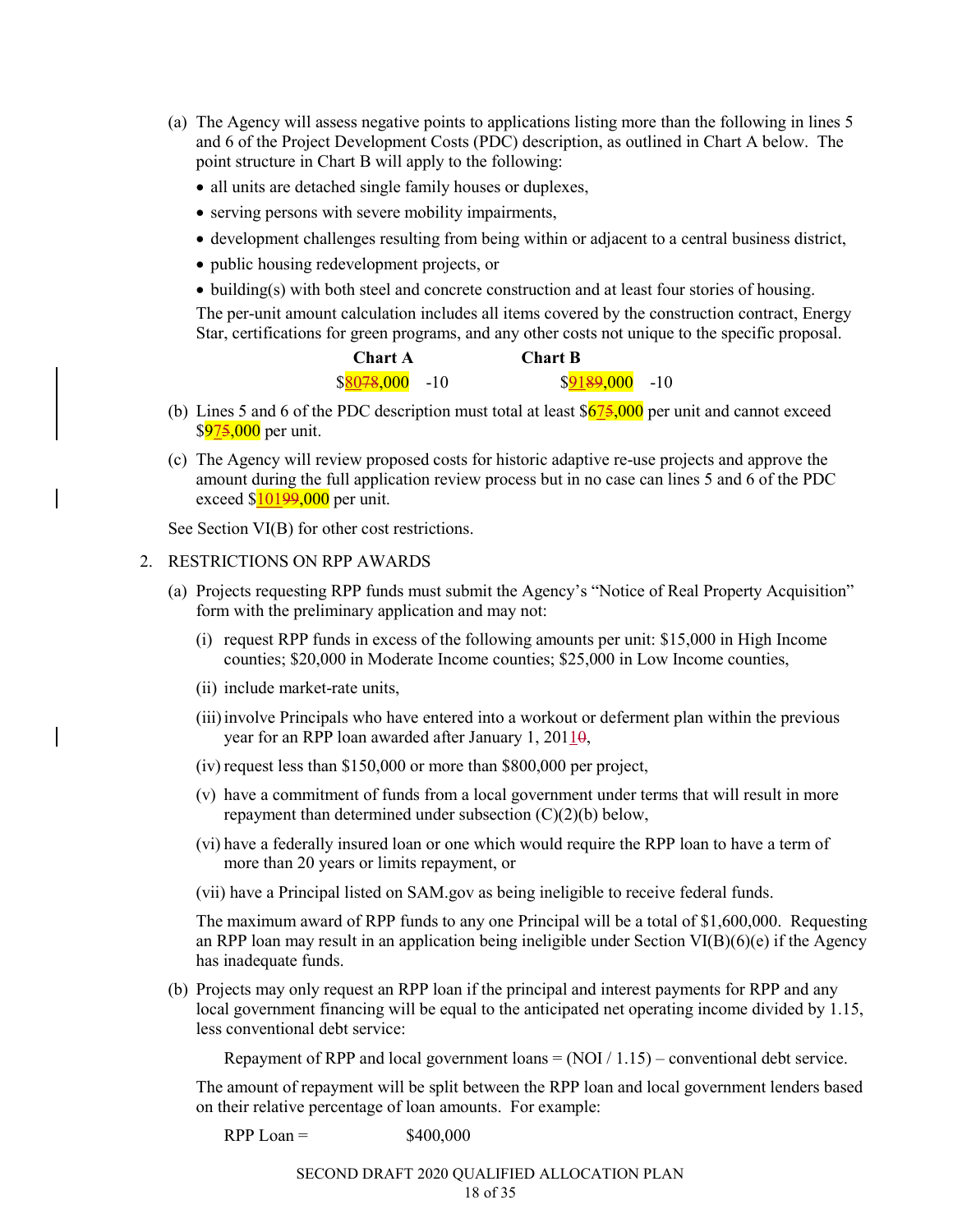(a) The Agency will assess negative points to applications listing more than the following in lines 5 and 6 of the Project Development Costs (PDC) description, as outlined in Chart A below. The point structure in Chart B will apply to the following:

- all units are detached single family houses or duplexes,
- serving persons with severe mobility impairments,
- development challenges resulting from being within or adjacent to a central business district,
- public housing redevelopment projects, or
- building(s) with both steel and concrete construction and at least four stories of housing.

The per-unit amount calculation includes all items covered by the construction contract, Energy Star, certifications for green programs, and any other costs not unique to the specific proposal.

| Chart A | | Chart B | |
|---|---|---|---|
| $8078,000 | -10 | $9189,000 | -10 |

(b) Lines 5 and 6 of the PDC description must total at least $675,000 per unit and cannot exceed $975,000 per unit.

(c) The Agency will review proposed costs for historic adaptive re-use projects and approve the amount during the full application review process but in no case can lines 5 and 6 of the PDC exceed $10199,000 per unit.

See Section VI(B) for other cost restrictions.

2. RESTRICTIONS ON RPP AWARDS

(a) Projects requesting RPP funds must submit the Agency's "Notice of Real Property Acquisition" form with the preliminary application and may not:

(i) request RPP funds in excess of the following amounts per unit: $15,000 in High Income counties; $20,000 in Moderate Income counties; $25,000 in Low Income counties,

(ii) include market-rate units,

(iii) involve Principals who have entered into a workout or deferment plan within the previous year for an RPP loan awarded after January 1, 20110,

(iv) request less than $150,000 or more than $800,000 per project,

(v) have a commitment of funds from a local government under terms that will result in more repayment than determined under subsection (C)(2)(b) below,

(vi) have a federally insured loan or one which would require the RPP loan to have a term of more than 20 years or limits repayment, or

(vii) have a Principal listed on SAM.gov as being ineligible to receive federal funds.

The maximum award of RPP funds to any one Principal will be a total of $1,600,000. Requesting an RPP loan may result in an application being ineligible under Section VI(B)(6)(e) if the Agency has inadequate funds.

(b) Projects may only request an RPP loan if the principal and interest payments for RPP and any local government financing will be equal to the anticipated net operating income divided by 1.15, less conventional debt service:

Repayment of RPP and local government loans = (NOI / 1.15) – conventional debt service.

The amount of repayment will be split between the RPP loan and local government lenders based on their relative percentage of loan amounts. For example:

RPP Loan = $400,000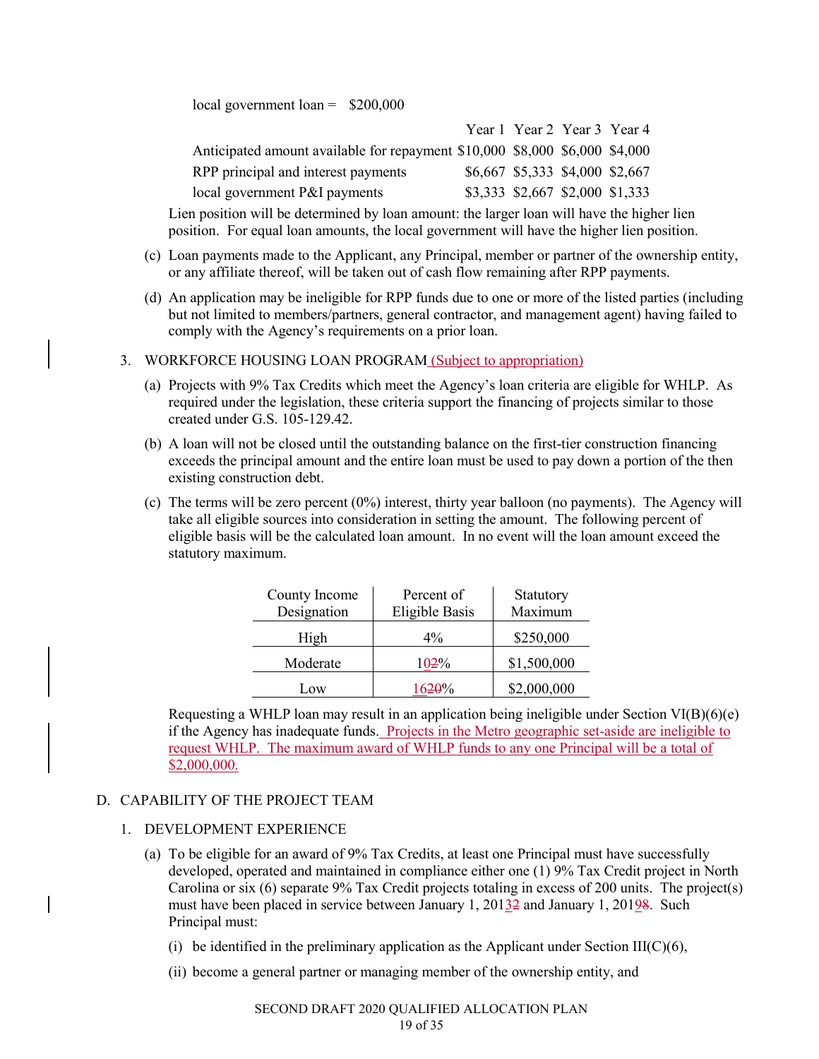local government loan = $200,000

| | Year 1 | Year 2 | Year 3 | Year 4 |
|---|---|---|---|---|
| Anticipated amount available for repayment | $10,000 | $8,000 | $6,000 | $4,000 |
| RPP principal and interest payments | $6,667 | $5,333 | $4,000 | $2,667 |
| local government P&I payments | $3,333 | $2,667 | $2,000 | $1,333 |

Lien position will be determined by loan amount: the larger loan will have the higher lien position. For equal loan amounts, the local government will have the higher lien position.

(c) Loan payments made to the Applicant, any Principal, member or partner of the ownership entity, or any affiliate thereof, will be taken out of cash flow remaining after RPP payments.

(d) An application may be ineligible for RPP funds due to one or more of the listed parties (including but not limited to members/partners, general contractor, and management agent) having failed to comply with the Agency's requirements on a prior loan.

3. WORKFORCE HOUSING LOAN PROGRAM (Subject to appropriation)

(a) Projects with 9% Tax Credits which meet the Agency's loan criteria are eligible for WHLP. As required under the legislation, these criteria support the financing of projects similar to those created under G.S. 105-129.42.

(b) A loan will not be closed until the outstanding balance on the first-tier construction financing exceeds the principal amount and the entire loan must be used to pay down a portion of the then existing construction debt.

(c) The terms will be zero percent (0%) interest, thirty year balloon (no payments). The Agency will take all eligible sources into consideration in setting the amount. The following percent of eligible basis will be the calculated loan amount. In no event will the loan amount exceed the statutory maximum.

| County Income Designation | Percent of Eligible Basis | Statutory Maximum |
|---|---|---|
| High | 4% | $250,000 |
| Moderate | 1~~2~~0% | $1,500,000 |
| Low | 16~~20~~% | $2,000,000 |

Requesting a WHLP loan may result in an application being ineligible under Section VI(B)(6)(e) if the Agency has inadequate funds. Projects in the Metro geographic set-aside are ineligible to request WHLP. The maximum award of WHLP funds to any one Principal will be a total of $2,000,000.

D. CAPABILITY OF THE PROJECT TEAM

1. DEVELOPMENT EXPERIENCE

(a) To be eligible for an award of 9% Tax Credits, at least one Principal must have successfully developed, operated and maintained in compliance either one (1) 9% Tax Credit project in North Carolina or six (6) separate 9% Tax Credit projects totaling in excess of 200 units. The project(s) must have been placed in service between January 1, 201~~2~~3 and January 1, 201~~8~~9. Such Principal must:

(i) be identified in the preliminary application as the Applicant under Section III(C)(6),

(ii) become a general partner or managing member of the ownership entity, and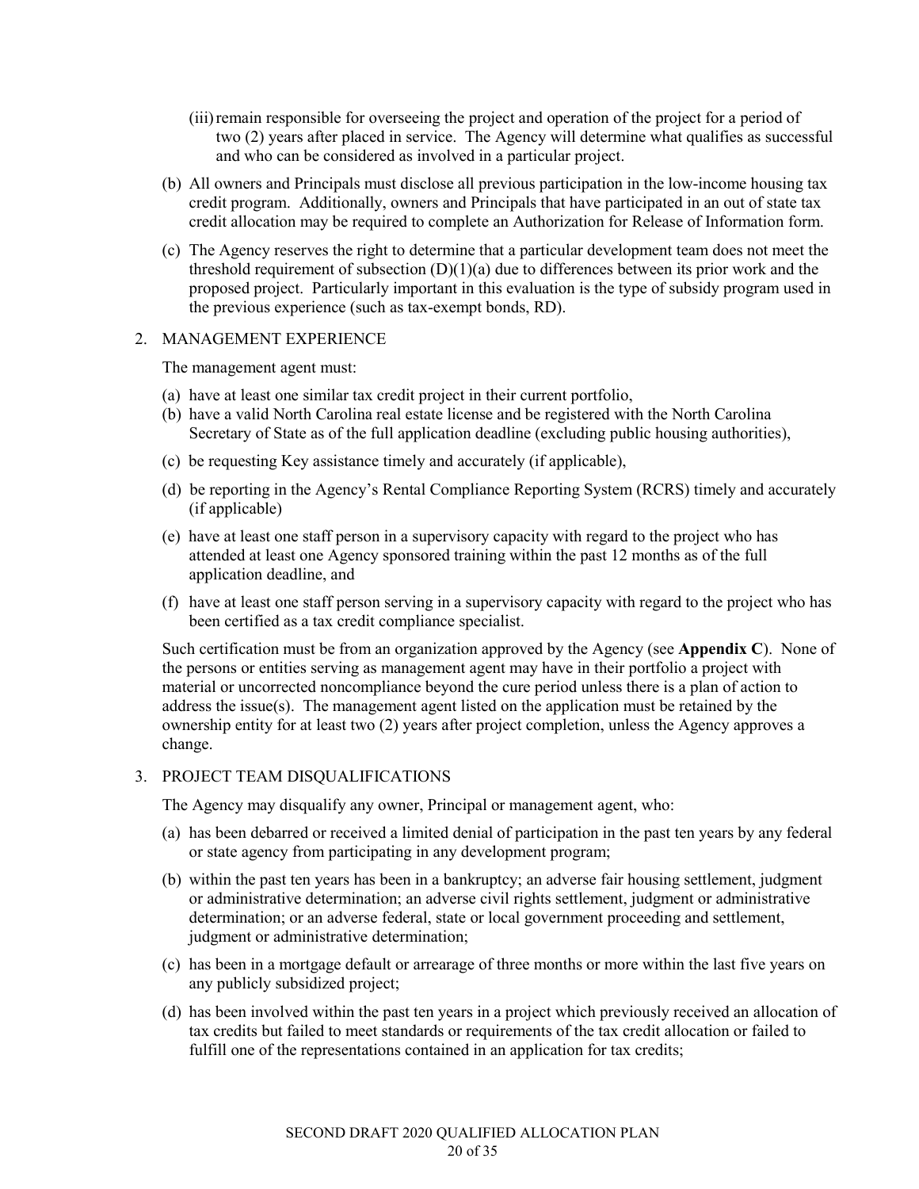(iii) remain responsible for overseeing the project and operation of the project for a period of two (2) years after placed in service. The Agency will determine what qualifies as successful and who can be considered as involved in a particular project.

(b) All owners and Principals must disclose all previous participation in the low-income housing tax credit program. Additionally, owners and Principals that have participated in an out of state tax credit allocation may be required to complete an Authorization for Release of Information form.

(c) The Agency reserves the right to determine that a particular development team does not meet the threshold requirement of subsection (D)(1)(a) due to differences between its prior work and the proposed project. Particularly important in this evaluation is the type of subsidy program used in the previous experience (such as tax-exempt bonds, RD).

2. MANAGEMENT EXPERIENCE

The management agent must:

(a) have at least one similar tax credit project in their current portfolio,

(b) have a valid North Carolina real estate license and be registered with the North Carolina Secretary of State as of the full application deadline (excluding public housing authorities),

(c) be requesting Key assistance timely and accurately (if applicable),

(d) be reporting in the Agency's Rental Compliance Reporting System (RCRS) timely and accurately (if applicable)

(e) have at least one staff person in a supervisory capacity with regard to the project who has attended at least one Agency sponsored training within the past 12 months as of the full application deadline, and

(f) have at least one staff person serving in a supervisory capacity with regard to the project who has been certified as a tax credit compliance specialist.

Such certification must be from an organization approved by the Agency (see **Appendix C**). None of the persons or entities serving as management agent may have in their portfolio a project with material or uncorrected noncompliance beyond the cure period unless there is a plan of action to address the issue(s). The management agent listed on the application must be retained by the ownership entity for at least two (2) years after project completion, unless the Agency approves a change.

3. PROJECT TEAM DISQUALIFICATIONS

The Agency may disqualify any owner, Principal or management agent, who:

(a) has been debarred or received a limited denial of participation in the past ten years by any federal or state agency from participating in any development program;

(b) within the past ten years has been in a bankruptcy; an adverse fair housing settlement, judgment or administrative determination; an adverse civil rights settlement, judgment or administrative determination; or an adverse federal, state or local government proceeding and settlement, judgment or administrative determination;

(c) has been in a mortgage default or arrearage of three months or more within the last five years on any publicly subsidized project;

(d) has been involved within the past ten years in a project which previously received an allocation of tax credits but failed to meet standards or requirements of the tax credit allocation or failed to fulfill one of the representations contained in an application for tax credits;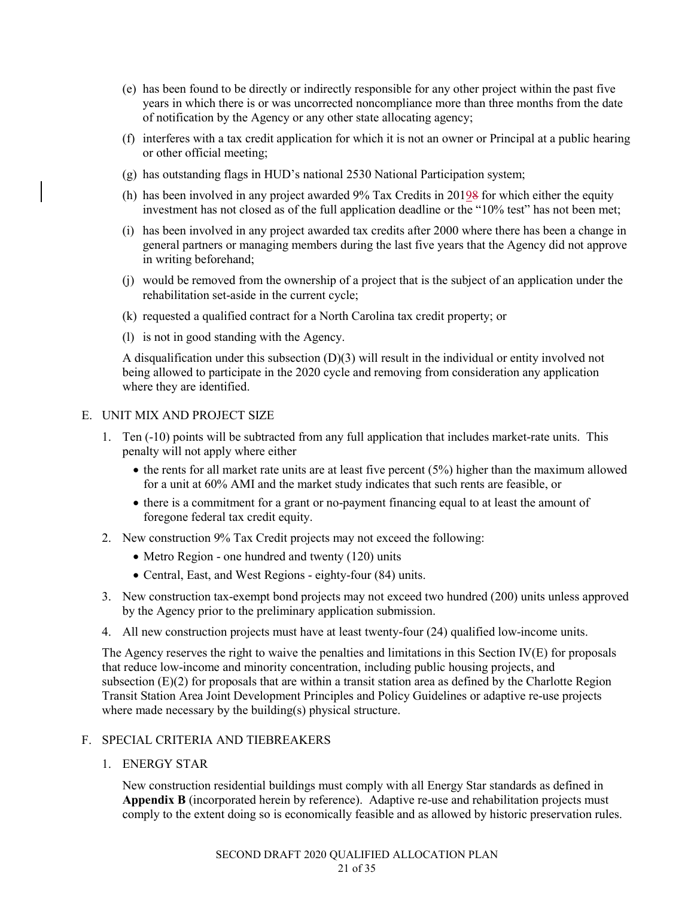(e) has been found to be directly or indirectly responsible for any other project within the past five years in which there is or was uncorrected noncompliance more than three months from the date of notification by the Agency or any other state allocating agency;

(f) interferes with a tax credit application for which it is not an owner or Principal at a public hearing or other official meeting;

(g) has outstanding flags in HUD's national 2530 National Participation system;

(h) has been involved in any project awarded 9% Tax Credits in 20198 for which either the equity investment has not closed as of the full application deadline or the "10% test" has not been met;

(i) has been involved in any project awarded tax credits after 2000 where there has been a change in general partners or managing members during the last five years that the Agency did not approve in writing beforehand;

(j) would be removed from the ownership of a project that is the subject of an application under the rehabilitation set-aside in the current cycle;

(k) requested a qualified contract for a North Carolina tax credit property; or

(l) is not in good standing with the Agency.

A disqualification under this subsection (D)(3) will result in the individual or entity involved not being allowed to participate in the 2020 cycle and removing from consideration any application where they are identified.

## E. UNIT MIX AND PROJECT SIZE

1. Ten (-10) points will be subtracted from any full application that includes market-rate units. This penalty will not apply where either
   - the rents for all market rate units are at least five percent (5%) higher than the maximum allowed for a unit at 60% AMI and the market study indicates that such rents are feasible, or
   - there is a commitment for a grant or no-payment financing equal to at least the amount of foregone federal tax credit equity.
2. New construction 9% Tax Credit projects may not exceed the following:
   - Metro Region - one hundred and twenty (120) units
   - Central, East, and West Regions - eighty-four (84) units.
3. New construction tax-exempt bond projects may not exceed two hundred (200) units unless approved by the Agency prior to the preliminary application submission.
4. All new construction projects must have at least twenty-four (24) qualified low-income units.

The Agency reserves the right to waive the penalties and limitations in this Section IV(E) for proposals that reduce low-income and minority concentration, including public housing projects, and subsection (E)(2) for proposals that are within a transit station area as defined by the Charlotte Region Transit Station Area Joint Development Principles and Policy Guidelines or adaptive re-use projects where made necessary by the building(s) physical structure.

## F. SPECIAL CRITERIA AND TIEBREAKERS

1. ENERGY STAR

   New construction residential buildings must comply with all Energy Star standards as defined in **Appendix B** (incorporated herein by reference). Adaptive re-use and rehabilitation projects must comply to the extent doing so is economically feasible and as allowed by historic preservation rules.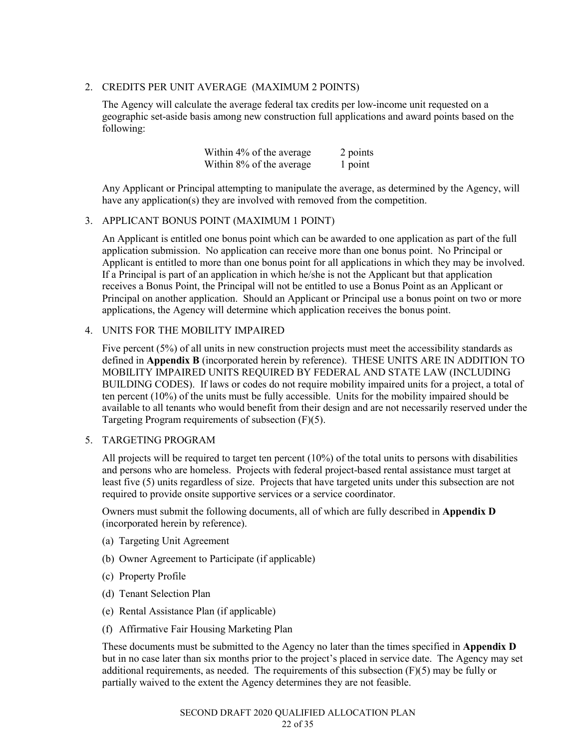2. CREDITS PER UNIT AVERAGE (MAXIMUM 2 POINTS)

   The Agency will calculate the average federal tax credits per low-income unit requested on a geographic set-aside basis among new construction full applications and award points based on the following:

   | | |
   |---|---|
   | Within 4% of the average | 2 points |
   | Within 8% of the average | 1 point |

   Any Applicant or Principal attempting to manipulate the average, as determined by the Agency, will have any application(s) they are involved with removed from the competition.

3. APPLICANT BONUS POINT (MAXIMUM 1 POINT)

   An Applicant is entitled one bonus point which can be awarded to one application as part of the full application submission. No application can receive more than one bonus point. No Principal or Applicant is entitled to more than one bonus point for all applications in which they may be involved. If a Principal is part of an application in which he/she is not the Applicant but that application receives a Bonus Point, the Principal will not be entitled to use a Bonus Point as an Applicant or Principal on another application. Should an Applicant or Principal use a bonus point on two or more applications, the Agency will determine which application receives the bonus point.

4. UNITS FOR THE MOBILITY IMPAIRED

   Five percent (5%) of all units in new construction projects must meet the accessibility standards as defined in **Appendix B** (incorporated herein by reference). THESE UNITS ARE IN ADDITION TO MOBILITY IMPAIRED UNITS REQUIRED BY FEDERAL AND STATE LAW (INCLUDING BUILDING CODES). If laws or codes do not require mobility impaired units for a project, a total of ten percent (10%) of the units must be fully accessible. Units for the mobility impaired should be available to all tenants who would benefit from their design and are not necessarily reserved under the Targeting Program requirements of subsection (F)(5).

5. TARGETING PROGRAM

   All projects will be required to target ten percent (10%) of the total units to persons with disabilities and persons who are homeless. Projects with federal project-based rental assistance must target at least five (5) units regardless of size. Projects that have targeted units under this subsection are not required to provide onsite supportive services or a service coordinator.

   Owners must submit the following documents, all of which are fully described in **Appendix D** (incorporated herein by reference).

   (a) Targeting Unit Agreement

   (b) Owner Agreement to Participate (if applicable)

   (c) Property Profile

   (d) Tenant Selection Plan

   (e) Rental Assistance Plan (if applicable)

   (f) Affirmative Fair Housing Marketing Plan

   These documents must be submitted to the Agency no later than the times specified in **Appendix D** but in no case later than six months prior to the project's placed in service date. The Agency may set additional requirements, as needed. The requirements of this subsection (F)(5) may be fully or partially waived to the extent the Agency determines they are not feasible.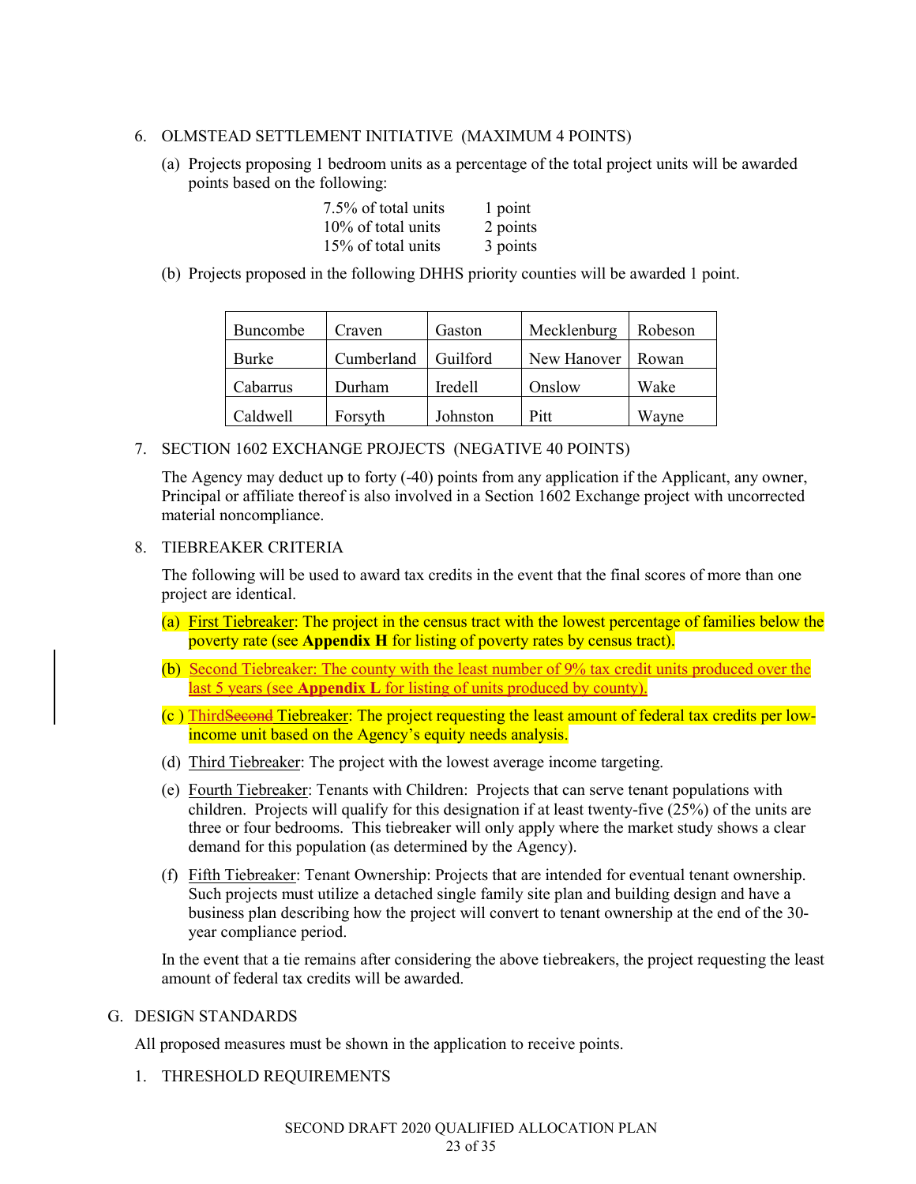6. OLMSTEAD SETTLEMENT INITIATIVE (MAXIMUM 4 POINTS)

   (a) Projects proposing 1 bedroom units as a percentage of the total project units will be awarded points based on the following:

   | | |
   |---|---|
   | 7.5% of total units | 1 point |
   | 10% of total units | 2 points |
   | 15% of total units | 3 points |

   (b) Projects proposed in the following DHHS priority counties will be awarded 1 point.

   | | | | | |
   |---|---|---|---|---|
   | Buncombe | Craven | Gaston | Mecklenburg | Robeson |
   | Burke | Cumberland | Guilford | New Hanover | Rowan |
   | Cabarrus | Durham | Iredell | Onslow | Wake |
   | Caldwell | Forsyth | Johnston | Pitt | Wayne |

7. SECTION 1602 EXCHANGE PROJECTS (NEGATIVE 40 POINTS)

   The Agency may deduct up to forty (-40) points from any application if the Applicant, any owner, Principal or affiliate thereof is also involved in a Section 1602 Exchange project with uncorrected material noncompliance.

8. TIEBREAKER CRITERIA

   The following will be used to award tax credits in the event that the final scores of more than one project are identical.

   (a) First Tiebreaker: The project in the census tract with the lowest percentage of families below the poverty rate (see **Appendix H** for listing of poverty rates by census tract).

   (b) Second Tiebreaker: The county with the least number of 9% tax credit units produced over the last 5 years (see **Appendix L** for listing of units produced by county).

   (c) Third~~Second~~ Tiebreaker: The project requesting the least amount of federal tax credits per low-income unit based on the Agency's equity needs analysis.

   (d) Third Tiebreaker: The project with the lowest average income targeting.

   (e) Fourth Tiebreaker: Tenants with Children: Projects that can serve tenant populations with children. Projects will qualify for this designation if at least twenty-five (25%) of the units are three or four bedrooms. This tiebreaker will only apply where the market study shows a clear demand for this population (as determined by the Agency).

   (f) Fifth Tiebreaker: Tenant Ownership: Projects that are intended for eventual tenant ownership. Such projects must utilize a detached single family site plan and building design and have a business plan describing how the project will convert to tenant ownership at the end of the 30-year compliance period.

   In the event that a tie remains after considering the above tiebreakers, the project requesting the least amount of federal tax credits will be awarded.

G. DESIGN STANDARDS

All proposed measures must be shown in the application to receive points.

1. THRESHOLD REQUIREMENTS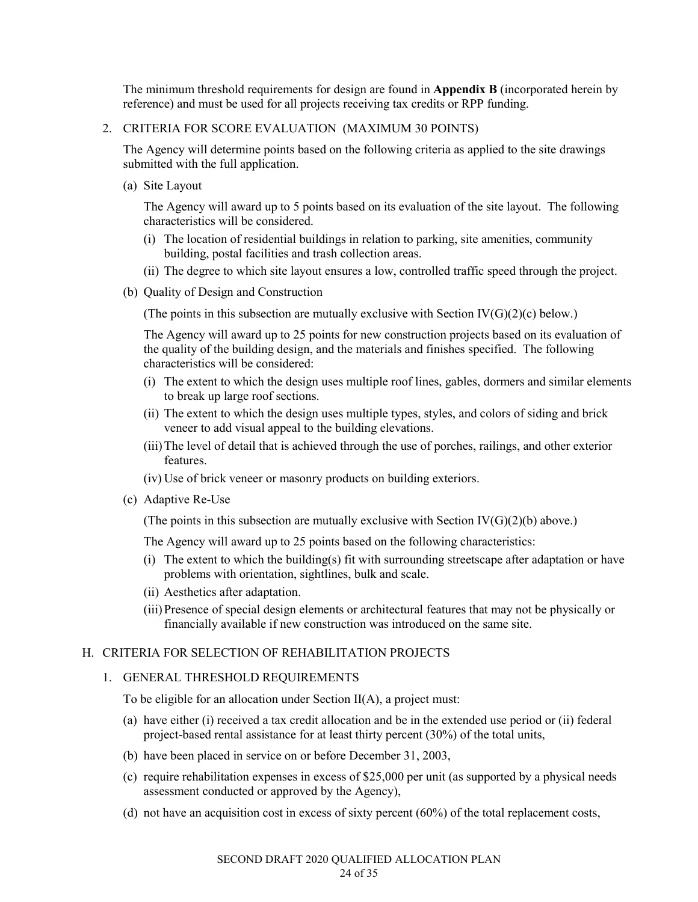The minimum threshold requirements for design are found in **Appendix B** (incorporated herein by reference) and must be used for all projects receiving tax credits or RPP funding.

2. CRITERIA FOR SCORE EVALUATION (MAXIMUM 30 POINTS)

   The Agency will determine points based on the following criteria as applied to the site drawings submitted with the full application.

   (a) Site Layout

   The Agency will award up to 5 points based on its evaluation of the site layout. The following characteristics will be considered.

   (i) The location of residential buildings in relation to parking, site amenities, community building, postal facilities and trash collection areas.

   (ii) The degree to which site layout ensures a low, controlled traffic speed through the project.

   (b) Quality of Design and Construction

   (The points in this subsection are mutually exclusive with Section IV(G)(2)(c) below.)

   The Agency will award up to 25 points for new construction projects based on its evaluation of the quality of the building design, and the materials and finishes specified. The following characteristics will be considered:

   (i) The extent to which the design uses multiple roof lines, gables, dormers and similar elements to break up large roof sections.

   (ii) The extent to which the design uses multiple types, styles, and colors of siding and brick veneer to add visual appeal to the building elevations.

   (iii) The level of detail that is achieved through the use of porches, railings, and other exterior features.

   (iv) Use of brick veneer or masonry products on building exteriors.

   (c) Adaptive Re-Use

   (The points in this subsection are mutually exclusive with Section IV(G)(2)(b) above.)

   The Agency will award up to 25 points based on the following characteristics:

   (i) The extent to which the building(s) fit with surrounding streetscape after adaptation or have problems with orientation, sightlines, bulk and scale.

   (ii) Aesthetics after adaptation.

   (iii) Presence of special design elements or architectural features that may not be physically or financially available if new construction was introduced on the same site.

## H. CRITERIA FOR SELECTION OF REHABILITATION PROJECTS

1. GENERAL THRESHOLD REQUIREMENTS

   To be eligible for an allocation under Section II(A), a project must:

   (a) have either (i) received a tax credit allocation and be in the extended use period or (ii) federal project-based rental assistance for at least thirty percent (30%) of the total units,

   (b) have been placed in service on or before December 31, 2003,

   (c) require rehabilitation expenses in excess of $25,000 per unit (as supported by a physical needs assessment conducted or approved by the Agency),

   (d) not have an acquisition cost in excess of sixty percent (60%) of the total replacement costs,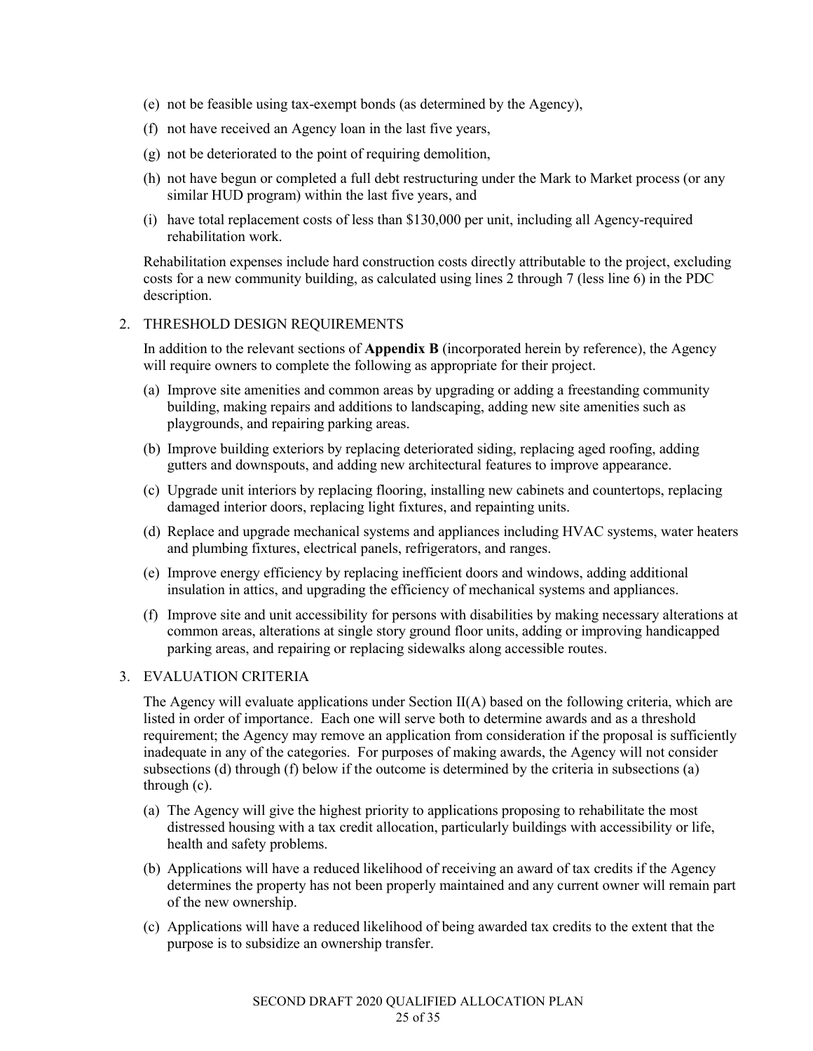(e) not be feasible using tax-exempt bonds (as determined by the Agency),

(f) not have received an Agency loan in the last five years,

(g) not be deteriorated to the point of requiring demolition,

(h) not have begun or completed a full debt restructuring under the Mark to Market process (or any similar HUD program) within the last five years, and

(i) have total replacement costs of less than $130,000 per unit, including all Agency-required rehabilitation work.

Rehabilitation expenses include hard construction costs directly attributable to the project, excluding costs for a new community building, as calculated using lines 2 through 7 (less line 6) in the PDC description.

2. THRESHOLD DESIGN REQUIREMENTS

In addition to the relevant sections of **Appendix B** (incorporated herein by reference), the Agency will require owners to complete the following as appropriate for their project.

(a) Improve site amenities and common areas by upgrading or adding a freestanding community building, making repairs and additions to landscaping, adding new site amenities such as playgrounds, and repairing parking areas.

(b) Improve building exteriors by replacing deteriorated siding, replacing aged roofing, adding gutters and downspouts, and adding new architectural features to improve appearance.

(c) Upgrade unit interiors by replacing flooring, installing new cabinets and countertops, replacing damaged interior doors, replacing light fixtures, and repainting units.

(d) Replace and upgrade mechanical systems and appliances including HVAC systems, water heaters and plumbing fixtures, electrical panels, refrigerators, and ranges.

(e) Improve energy efficiency by replacing inefficient doors and windows, adding additional insulation in attics, and upgrading the efficiency of mechanical systems and appliances.

(f) Improve site and unit accessibility for persons with disabilities by making necessary alterations at common areas, alterations at single story ground floor units, adding or improving handicapped parking areas, and repairing or replacing sidewalks along accessible routes.

3. EVALUATION CRITERIA

The Agency will evaluate applications under Section II(A) based on the following criteria, which are listed in order of importance. Each one will serve both to determine awards and as a threshold requirement; the Agency may remove an application from consideration if the proposal is sufficiently inadequate in any of the categories. For purposes of making awards, the Agency will not consider subsections (d) through (f) below if the outcome is determined by the criteria in subsections (a) through (c).

(a) The Agency will give the highest priority to applications proposing to rehabilitate the most distressed housing with a tax credit allocation, particularly buildings with accessibility or life, health and safety problems.

(b) Applications will have a reduced likelihood of receiving an award of tax credits if the Agency determines the property has not been properly maintained and any current owner will remain part of the new ownership.

(c) Applications will have a reduced likelihood of being awarded tax credits to the extent that the purpose is to subsidize an ownership transfer.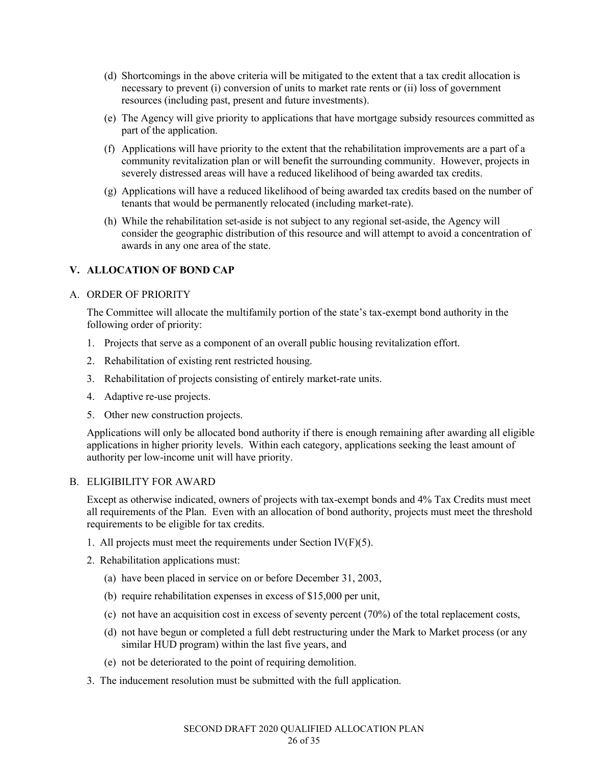(d) Shortcomings in the above criteria will be mitigated to the extent that a tax credit allocation is necessary to prevent (i) conversion of units to market rate rents or (ii) loss of government resources (including past, present and future investments).

(e) The Agency will give priority to applications that have mortgage subsidy resources committed as part of the application.

(f) Applications will have priority to the extent that the rehabilitation improvements are a part of a community revitalization plan or will benefit the surrounding community. However, projects in severely distressed areas will have a reduced likelihood of being awarded tax credits.

(g) Applications will have a reduced likelihood of being awarded tax credits based on the number of tenants that would be permanently relocated (including market-rate).

(h) While the rehabilitation set-aside is not subject to any regional set-aside, the Agency will consider the geographic distribution of this resource and will attempt to avoid a concentration of awards in any one area of the state.

## V. ALLOCATION OF BOND CAP

### A. ORDER OF PRIORITY

The Committee will allocate the multifamily portion of the state's tax-exempt bond authority in the following order of priority:

1. Projects that serve as a component of an overall public housing revitalization effort.
2. Rehabilitation of existing rent restricted housing.
3. Rehabilitation of projects consisting of entirely market-rate units.
4. Adaptive re-use projects.
5. Other new construction projects.

Applications will only be allocated bond authority if there is enough remaining after awarding all eligible applications in higher priority levels. Within each category, applications seeking the least amount of authority per low-income unit will have priority.

### B. ELIGIBILITY FOR AWARD

Except as otherwise indicated, owners of projects with tax-exempt bonds and 4% Tax Credits must meet all requirements of the Plan. Even with an allocation of bond authority, projects must meet the threshold requirements to be eligible for tax credits.

1. All projects must meet the requirements under Section IV(F)(5).
2. Rehabilitation applications must:
   (a) have been placed in service on or before December 31, 2003,
   (b) require rehabilitation expenses in excess of $15,000 per unit,
   (c) not have an acquisition cost in excess of seventy percent (70%) of the total replacement costs,
   (d) not have begun or completed a full debt restructuring under the Mark to Market process (or any similar HUD program) within the last five years, and
   (e) not be deteriorated to the point of requiring demolition.
3. The inducement resolution must be submitted with the full application.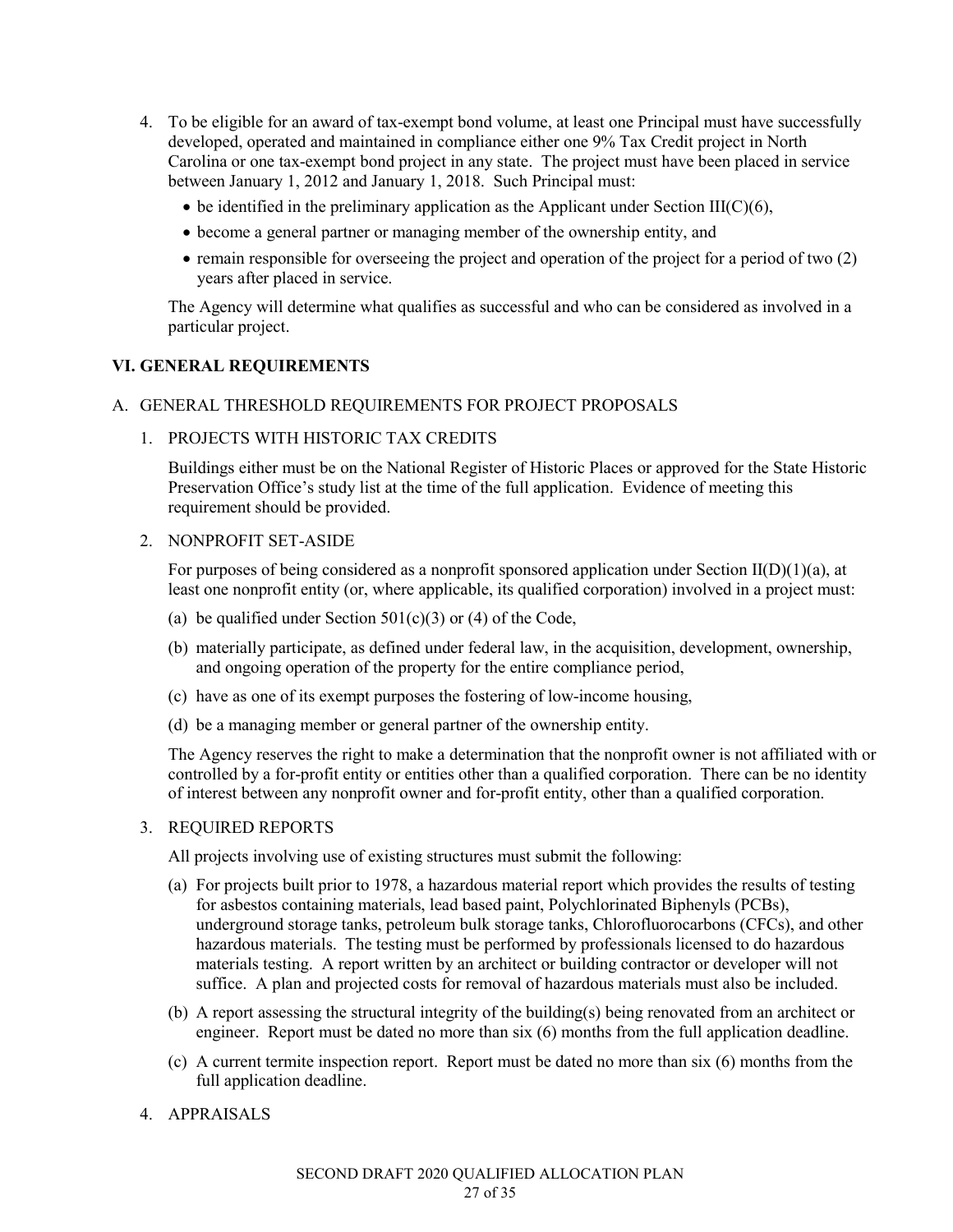4. To be eligible for an award of tax-exempt bond volume, at least one Principal must have successfully developed, operated and maintained in compliance either one 9% Tax Credit project in North Carolina or one tax-exempt bond project in any state. The project must have been placed in service between January 1, 2012 and January 1, 2018. Such Principal must:

   - be identified in the preliminary application as the Applicant under Section III(C)(6),
   - become a general partner or managing member of the ownership entity, and
   - remain responsible for overseeing the project and operation of the project for a period of two (2) years after placed in service.

   The Agency will determine what qualifies as successful and who can be considered as involved in a particular project.

## VI. GENERAL REQUIREMENTS

### A. GENERAL THRESHOLD REQUIREMENTS FOR PROJECT PROPOSALS

#### 1. PROJECTS WITH HISTORIC TAX CREDITS

Buildings either must be on the National Register of Historic Places or approved for the State Historic Preservation Office's study list at the time of the full application. Evidence of meeting this requirement should be provided.

#### 2. NONPROFIT SET-ASIDE

For purposes of being considered as a nonprofit sponsored application under Section II(D)(1)(a), at least one nonprofit entity (or, where applicable, its qualified corporation) involved in a project must:

(a) be qualified under Section 501(c)(3) or (4) of the Code,

(b) materially participate, as defined under federal law, in the acquisition, development, ownership, and ongoing operation of the property for the entire compliance period,

(c) have as one of its exempt purposes the fostering of low-income housing,

(d) be a managing member or general partner of the ownership entity.

The Agency reserves the right to make a determination that the nonprofit owner is not affiliated with or controlled by a for-profit entity or entities other than a qualified corporation. There can be no identity of interest between any nonprofit owner and for-profit entity, other than a qualified corporation.

#### 3. REQUIRED REPORTS

All projects involving use of existing structures must submit the following:

(a) For projects built prior to 1978, a hazardous material report which provides the results of testing for asbestos containing materials, lead based paint, Polychlorinated Biphenyls (PCBs), underground storage tanks, petroleum bulk storage tanks, Chlorofluorocarbons (CFCs), and other hazardous materials. The testing must be performed by professionals licensed to do hazardous materials testing. A report written by an architect or building contractor or developer will not suffice. A plan and projected costs for removal of hazardous materials must also be included.

(b) A report assessing the structural integrity of the building(s) being renovated from an architect or engineer. Report must be dated no more than six (6) months from the full application deadline.

(c) A current termite inspection report. Report must be dated no more than six (6) months from the full application deadline.

#### 4. APPRAISALS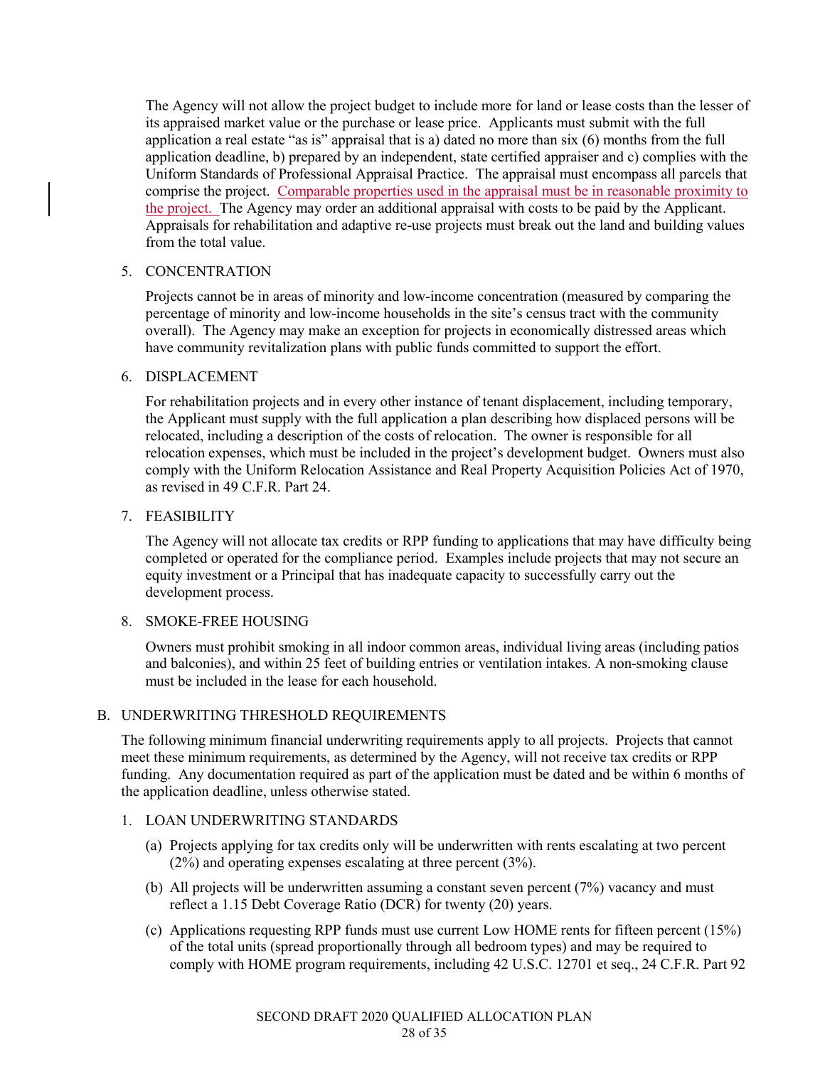The Agency will not allow the project budget to include more for land or lease costs than the lesser of its appraised market value or the purchase or lease price. Applicants must submit with the full application a real estate "as is" appraisal that is a) dated no more than six (6) months from the full application deadline, b) prepared by an independent, state certified appraiser and c) complies with the Uniform Standards of Professional Appraisal Practice. The appraisal must encompass all parcels that comprise the project. Comparable properties used in the appraisal must be in reasonable proximity to the project. The Agency may order an additional appraisal with costs to be paid by the Applicant. Appraisals for rehabilitation and adaptive re-use projects must break out the land and building values from the total value.

5. CONCENTRATION

   Projects cannot be in areas of minority and low-income concentration (measured by comparing the percentage of minority and low-income households in the site's census tract with the community overall). The Agency may make an exception for projects in economically distressed areas which have community revitalization plans with public funds committed to support the effort.

6. DISPLACEMENT

   For rehabilitation projects and in every other instance of tenant displacement, including temporary, the Applicant must supply with the full application a plan describing how displaced persons will be relocated, including a description of the costs of relocation. The owner is responsible for all relocation expenses, which must be included in the project's development budget. Owners must also comply with the Uniform Relocation Assistance and Real Property Acquisition Policies Act of 1970, as revised in 49 C.F.R. Part 24.

7. FEASIBILITY

   The Agency will not allocate tax credits or RPP funding to applications that may have difficulty being completed or operated for the compliance period. Examples include projects that may not secure an equity investment or a Principal that has inadequate capacity to successfully carry out the development process.

8. SMOKE-FREE HOUSING

   Owners must prohibit smoking in all indoor common areas, individual living areas (including patios and balconies), and within 25 feet of building entries or ventilation intakes. A non-smoking clause must be included in the lease for each household.

## B. UNDERWRITING THRESHOLD REQUIREMENTS

The following minimum financial underwriting requirements apply to all projects. Projects that cannot meet these minimum requirements, as determined by the Agency, will not receive tax credits or RPP funding. Any documentation required as part of the application must be dated and be within 6 months of the application deadline, unless otherwise stated.

1. LOAN UNDERWRITING STANDARDS

   (a) Projects applying for tax credits only will be underwritten with rents escalating at two percent (2%) and operating expenses escalating at three percent (3%).

   (b) All projects will be underwritten assuming a constant seven percent (7%) vacancy and must reflect a 1.15 Debt Coverage Ratio (DCR) for twenty (20) years.

   (c) Applications requesting RPP funds must use current Low HOME rents for fifteen percent (15%) of the total units (spread proportionally through all bedroom types) and may be required to comply with HOME program requirements, including 42 U.S.C. 12701 et seq., 24 C.F.R. Part 92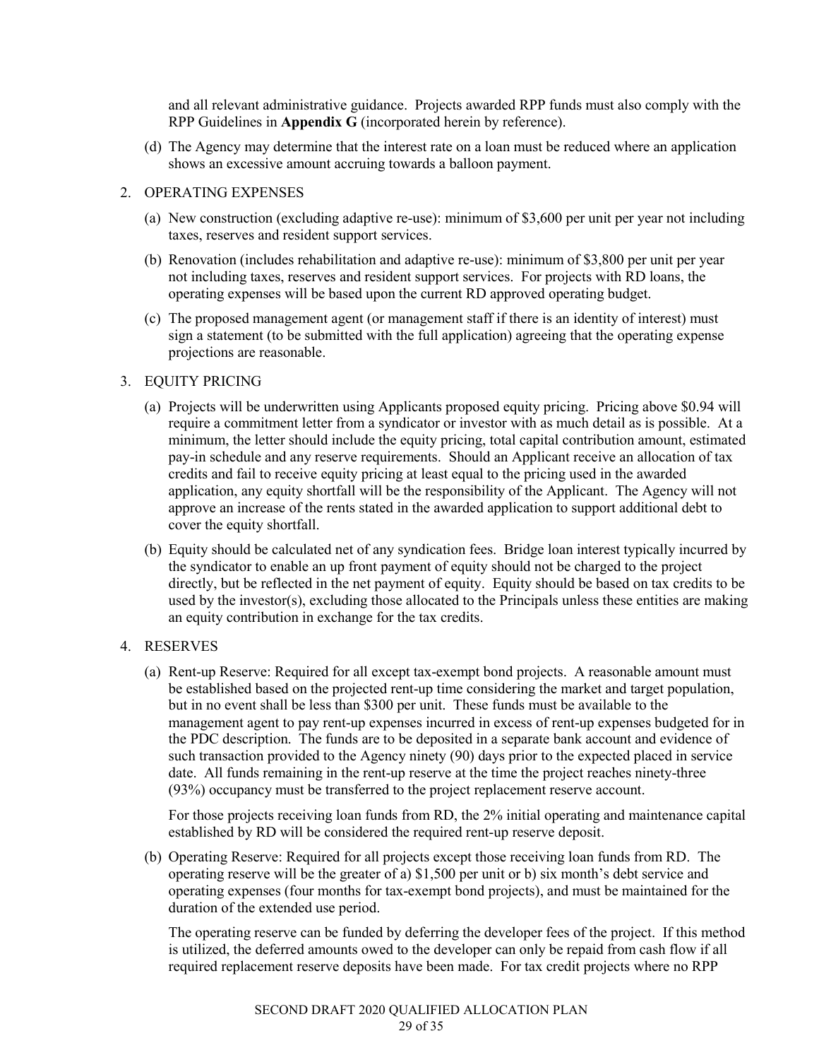and all relevant administrative guidance. Projects awarded RPP funds must also comply with the RPP Guidelines in **Appendix G** (incorporated herein by reference).

(d) The Agency may determine that the interest rate on a loan must be reduced where an application shows an excessive amount accruing towards a balloon payment.

2. OPERATING EXPENSES

   (a) New construction (excluding adaptive re-use): minimum of $3,600 per unit per year not including taxes, reserves and resident support services.

   (b) Renovation (includes rehabilitation and adaptive re-use): minimum of $3,800 per unit per year not including taxes, reserves and resident support services. For projects with RD loans, the operating expenses will be based upon the current RD approved operating budget.

   (c) The proposed management agent (or management staff if there is an identity of interest) must sign a statement (to be submitted with the full application) agreeing that the operating expense projections are reasonable.

3. EQUITY PRICING

   (a) Projects will be underwritten using Applicants proposed equity pricing. Pricing above $0.94 will require a commitment letter from a syndicator or investor with as much detail as is possible. At a minimum, the letter should include the equity pricing, total capital contribution amount, estimated pay-in schedule and any reserve requirements. Should an Applicant receive an allocation of tax credits and fail to receive equity pricing at least equal to the pricing used in the awarded application, any equity shortfall will be the responsibility of the Applicant. The Agency will not approve an increase of the rents stated in the awarded application to support additional debt to cover the equity shortfall.

   (b) Equity should be calculated net of any syndication fees. Bridge loan interest typically incurred by the syndicator to enable an up front payment of equity should not be charged to the project directly, but be reflected in the net payment of equity. Equity should be based on tax credits to be used by the investor(s), excluding those allocated to the Principals unless these entities are making an equity contribution in exchange for the tax credits.

4. RESERVES

   (a) Rent-up Reserve: Required for all except tax-exempt bond projects. A reasonable amount must be established based on the projected rent-up time considering the market and target population, but in no event shall be less than $300 per unit. These funds must be available to the management agent to pay rent-up expenses incurred in excess of rent-up expenses budgeted for in the PDC description. The funds are to be deposited in a separate bank account and evidence of such transaction provided to the Agency ninety (90) days prior to the expected placed in service date. All funds remaining in the rent-up reserve at the time the project reaches ninety-three (93%) occupancy must be transferred to the project replacement reserve account.

   For those projects receiving loan funds from RD, the 2% initial operating and maintenance capital established by RD will be considered the required rent-up reserve deposit.

   (b) Operating Reserve: Required for all projects except those receiving loan funds from RD. The operating reserve will be the greater of a) $1,500 per unit or b) six month's debt service and operating expenses (four months for tax-exempt bond projects), and must be maintained for the duration of the extended use period.

   The operating reserve can be funded by deferring the developer fees of the project. If this method is utilized, the deferred amounts owed to the developer can only be repaid from cash flow if all required replacement reserve deposits have been made. For tax credit projects where no RPP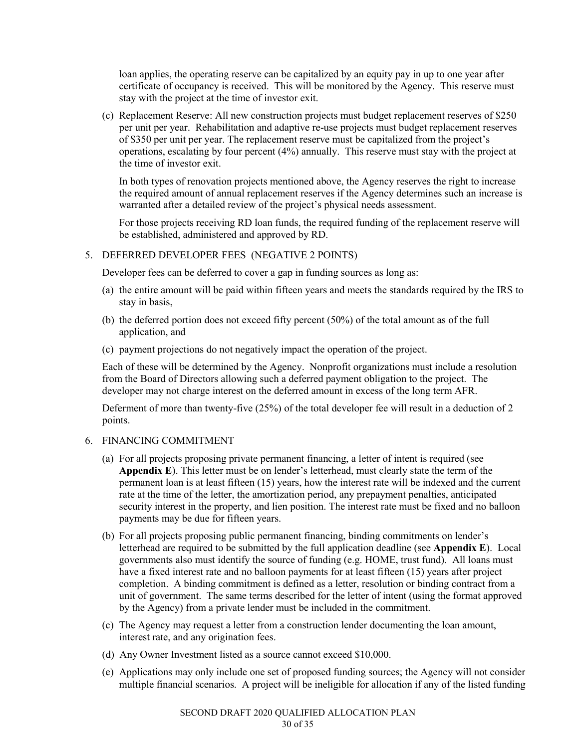loan applies, the operating reserve can be capitalized by an equity pay in up to one year after certificate of occupancy is received. This will be monitored by the Agency. This reserve must stay with the project at the time of investor exit.

(c) Replacement Reserve: All new construction projects must budget replacement reserves of $250 per unit per year. Rehabilitation and adaptive re-use projects must budget replacement reserves of $350 per unit per year. The replacement reserve must be capitalized from the project's operations, escalating by four percent (4%) annually. This reserve must stay with the project at the time of investor exit.

In both types of renovation projects mentioned above, the Agency reserves the right to increase the required amount of annual replacement reserves if the Agency determines such an increase is warranted after a detailed review of the project's physical needs assessment.

For those projects receiving RD loan funds, the required funding of the replacement reserve will be established, administered and approved by RD.

5. DEFERRED DEVELOPER FEES (NEGATIVE 2 POINTS)

Developer fees can be deferred to cover a gap in funding sources as long as:

(a) the entire amount will be paid within fifteen years and meets the standards required by the IRS to stay in basis,

(b) the deferred portion does not exceed fifty percent (50%) of the total amount as of the full application, and

(c) payment projections do not negatively impact the operation of the project.

Each of these will be determined by the Agency. Nonprofit organizations must include a resolution from the Board of Directors allowing such a deferred payment obligation to the project. The developer may not charge interest on the deferred amount in excess of the long term AFR.

Deferment of more than twenty-five (25%) of the total developer fee will result in a deduction of 2 points.

6. FINANCING COMMITMENT

(a) For all projects proposing private permanent financing, a letter of intent is required (see **Appendix E**). This letter must be on lender's letterhead, must clearly state the term of the permanent loan is at least fifteen (15) years, how the interest rate will be indexed and the current rate at the time of the letter, the amortization period, any prepayment penalties, anticipated security interest in the property, and lien position. The interest rate must be fixed and no balloon payments may be due for fifteen years.

(b) For all projects proposing public permanent financing, binding commitments on lender's letterhead are required to be submitted by the full application deadline (see **Appendix E**). Local governments also must identify the source of funding (e.g. HOME, trust fund). All loans must have a fixed interest rate and no balloon payments for at least fifteen (15) years after project completion. A binding commitment is defined as a letter, resolution or binding contract from a unit of government. The same terms described for the letter of intent (using the format approved by the Agency) from a private lender must be included in the commitment.

(c) The Agency may request a letter from a construction lender documenting the loan amount, interest rate, and any origination fees.

(d) Any Owner Investment listed as a source cannot exceed $10,000.

(e) Applications may only include one set of proposed funding sources; the Agency will not consider multiple financial scenarios. A project will be ineligible for allocation if any of the listed funding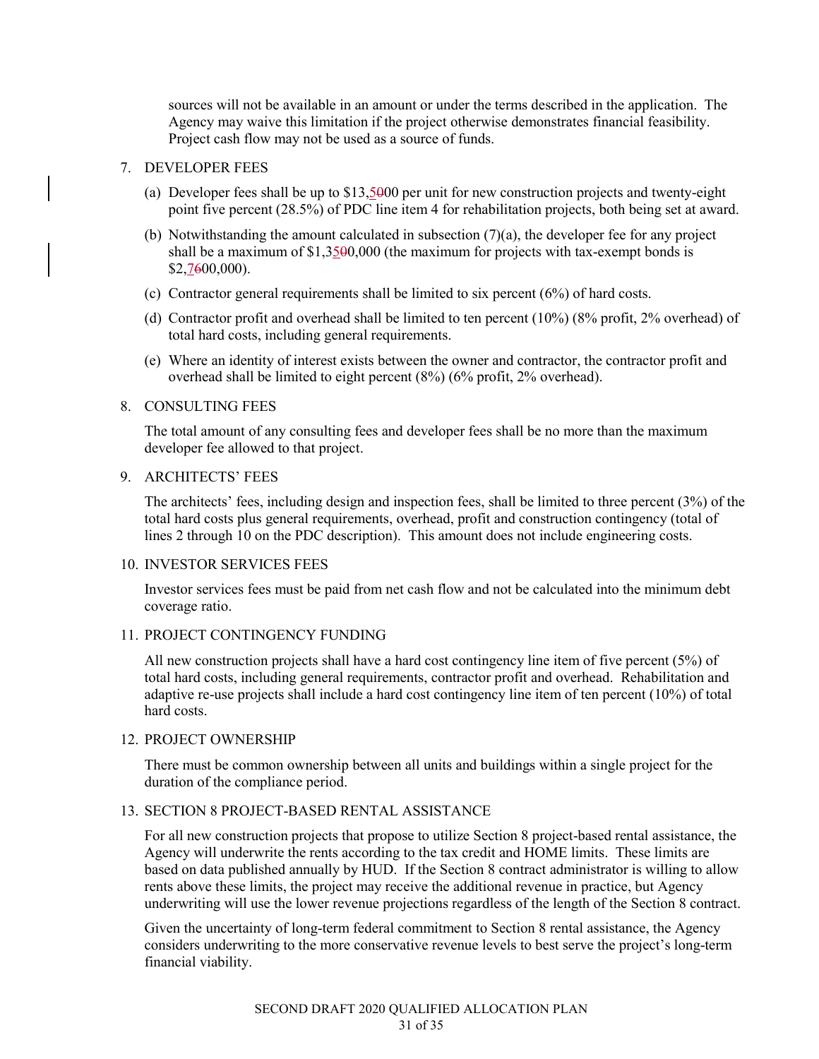sources will not be available in an amount or under the terms described in the application. The Agency may waive this limitation if the project otherwise demonstrates financial feasibility. Project cash flow may not be used as a source of funds.

7. DEVELOPER FEES

   (a) Developer fees shall be up to $13,<u>5</u>~~0~~00 per unit for new construction projects and twenty-eight point five percent (28.5%) of PDC line item 4 for rehabilitation projects, both being set at award.

   (b) Notwithstanding the amount calculated in subsection (7)(a), the developer fee for any project shall be a maximum of $1,3<u>5</u>~~0~~0,000 (the maximum for projects with tax-exempt bonds is $2,<u>7</u>~~6~~00,000).

   (c) Contractor general requirements shall be limited to six percent (6%) of hard costs.

   (d) Contractor profit and overhead shall be limited to ten percent (10%) (8% profit, 2% overhead) of total hard costs, including general requirements.

   (e) Where an identity of interest exists between the owner and contractor, the contractor profit and overhead shall be limited to eight percent (8%) (6% profit, 2% overhead).

8. CONSULTING FEES

   The total amount of any consulting fees and developer fees shall be no more than the maximum developer fee allowed to that project.

9. ARCHITECTS' FEES

   The architects' fees, including design and inspection fees, shall be limited to three percent (3%) of the total hard costs plus general requirements, overhead, profit and construction contingency (total of lines 2 through 10 on the PDC description). This amount does not include engineering costs.

10. INVESTOR SERVICES FEES

    Investor services fees must be paid from net cash flow and not be calculated into the minimum debt coverage ratio.

11. PROJECT CONTINGENCY FUNDING

    All new construction projects shall have a hard cost contingency line item of five percent (5%) of total hard costs, including general requirements, contractor profit and overhead. Rehabilitation and adaptive re-use projects shall include a hard cost contingency line item of ten percent (10%) of total hard costs.

12. PROJECT OWNERSHIP

    There must be common ownership between all units and buildings within a single project for the duration of the compliance period.

13. SECTION 8 PROJECT-BASED RENTAL ASSISTANCE

    For all new construction projects that propose to utilize Section 8 project-based rental assistance, the Agency will underwrite the rents according to the tax credit and HOME limits. These limits are based on data published annually by HUD. If the Section 8 contract administrator is willing to allow rents above these limits, the project may receive the additional revenue in practice, but Agency underwriting will use the lower revenue projections regardless of the length of the Section 8 contract.

    Given the uncertainty of long-term federal commitment to Section 8 rental assistance, the Agency considers underwriting to the more conservative revenue levels to best serve the project's long-term financial viability.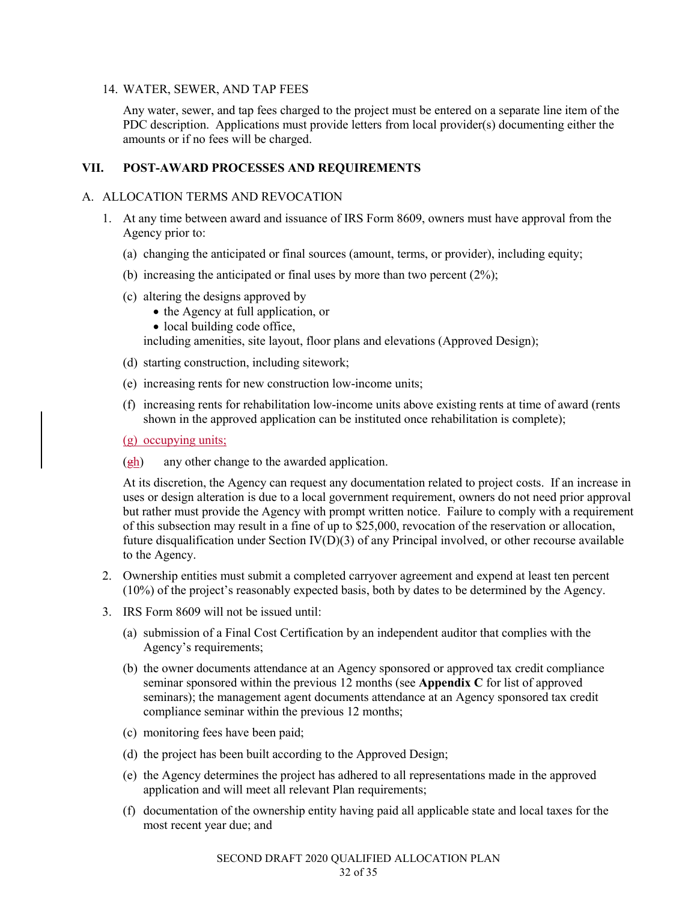14. WATER, SEWER, AND TAP FEES

    Any water, sewer, and tap fees charged to the project must be entered on a separate line item of the PDC description. Applications must provide letters from local provider(s) documenting either the amounts or if no fees will be charged.

## VII. POST-AWARD PROCESSES AND REQUIREMENTS

### A. ALLOCATION TERMS AND REVOCATION

1. At any time between award and issuance of IRS Form 8609, owners must have approval from the Agency prior to:

   (a) changing the anticipated or final sources (amount, terms, or provider), including equity;

   (b) increasing the anticipated or final uses by more than two percent (2%);

   (c) altering the designs approved by
   - the Agency at full application, or
   - local building code office,

   including amenities, site layout, floor plans and elevations (Approved Design);

   (d) starting construction, including sitework;

   (e) increasing rents for new construction low-income units;

   (f) increasing rents for rehabilitation low-income units above existing rents at time of award (rents shown in the approved application can be instituted once rehabilitation is complete);

   (g) occupying units;

   (~~g~~h) any other change to the awarded application.

   At its discretion, the Agency can request any documentation related to project costs. If an increase in uses or design alteration is due to a local government requirement, owners do not need prior approval but rather must provide the Agency with prompt written notice. Failure to comply with a requirement of this subsection may result in a fine of up to $25,000, revocation of the reservation or allocation, future disqualification under Section IV(D)(3) of any Principal involved, or other recourse available to the Agency.

2. Ownership entities must submit a completed carryover agreement and expend at least ten percent (10%) of the project's reasonably expected basis, both by dates to be determined by the Agency.

3. IRS Form 8609 will not be issued until:

   (a) submission of a Final Cost Certification by an independent auditor that complies with the Agency's requirements;

   (b) the owner documents attendance at an Agency sponsored or approved tax credit compliance seminar sponsored within the previous 12 months (see **Appendix C** for list of approved seminars); the management agent documents attendance at an Agency sponsored tax credit compliance seminar within the previous 12 months;

   (c) monitoring fees have been paid;

   (d) the project has been built according to the Approved Design;

   (e) the Agency determines the project has adhered to all representations made in the approved application and will meet all relevant Plan requirements;

   (f) documentation of the ownership entity having paid all applicable state and local taxes for the most recent year due; and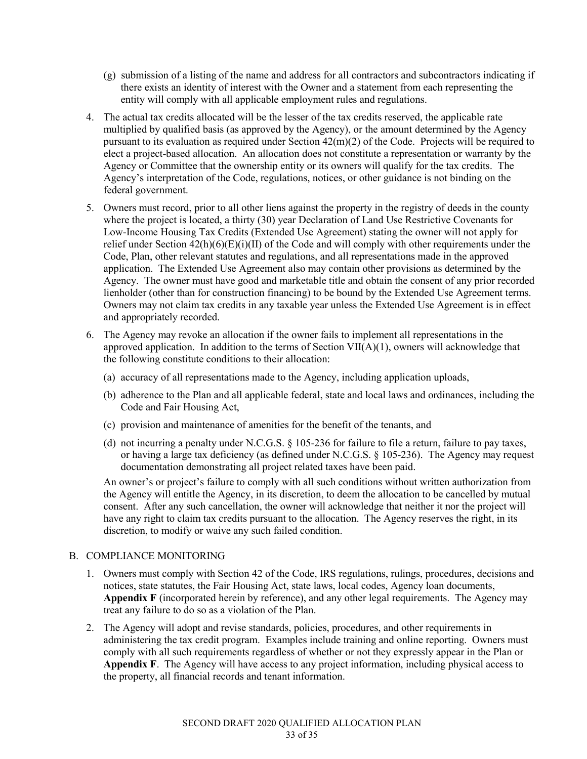(g) submission of a listing of the name and address for all contractors and subcontractors indicating if there exists an identity of interest with the Owner and a statement from each representing the entity will comply with all applicable employment rules and regulations.

4. The actual tax credits allocated will be the lesser of the tax credits reserved, the applicable rate multiplied by qualified basis (as approved by the Agency), or the amount determined by the Agency pursuant to its evaluation as required under Section 42(m)(2) of the Code. Projects will be required to elect a project-based allocation. An allocation does not constitute a representation or warranty by the Agency or Committee that the ownership entity or its owners will qualify for the tax credits. The Agency's interpretation of the Code, regulations, notices, or other guidance is not binding on the federal government.

5. Owners must record, prior to all other liens against the property in the registry of deeds in the county where the project is located, a thirty (30) year Declaration of Land Use Restrictive Covenants for Low-Income Housing Tax Credits (Extended Use Agreement) stating the owner will not apply for relief under Section 42(h)(6)(E)(i)(II) of the Code and will comply with other requirements under the Code, Plan, other relevant statutes and regulations, and all representations made in the approved application. The Extended Use Agreement also may contain other provisions as determined by the Agency. The owner must have good and marketable title and obtain the consent of any prior recorded lienholder (other than for construction financing) to be bound by the Extended Use Agreement terms. Owners may not claim tax credits in any taxable year unless the Extended Use Agreement is in effect and appropriately recorded.

6. The Agency may revoke an allocation if the owner fails to implement all representations in the approved application. In addition to the terms of Section VII(A)(1), owners will acknowledge that the following constitute conditions to their allocation:

   (a) accuracy of all representations made to the Agency, including application uploads,

   (b) adherence to the Plan and all applicable federal, state and local laws and ordinances, including the Code and Fair Housing Act,

   (c) provision and maintenance of amenities for the benefit of the tenants, and

   (d) not incurring a penalty under N.C.G.S. § 105-236 for failure to file a return, failure to pay taxes, or having a large tax deficiency (as defined under N.C.G.S. § 105-236). The Agency may request documentation demonstrating all project related taxes have been paid.

   An owner's or project's failure to comply with all such conditions without written authorization from the Agency will entitle the Agency, in its discretion, to deem the allocation to be cancelled by mutual consent. After any such cancellation, the owner will acknowledge that neither it nor the project will have any right to claim tax credits pursuant to the allocation. The Agency reserves the right, in its discretion, to modify or waive any such failed condition.

## B. COMPLIANCE MONITORING

1. Owners must comply with Section 42 of the Code, IRS regulations, rulings, procedures, decisions and notices, state statutes, the Fair Housing Act, state laws, local codes, Agency loan documents, **Appendix F** (incorporated herein by reference), and any other legal requirements. The Agency may treat any failure to do so as a violation of the Plan.

2. The Agency will adopt and revise standards, policies, procedures, and other requirements in administering the tax credit program. Examples include training and online reporting. Owners must comply with all such requirements regardless of whether or not they expressly appear in the Plan or **Appendix F**. The Agency will have access to any project information, including physical access to the property, all financial records and tenant information.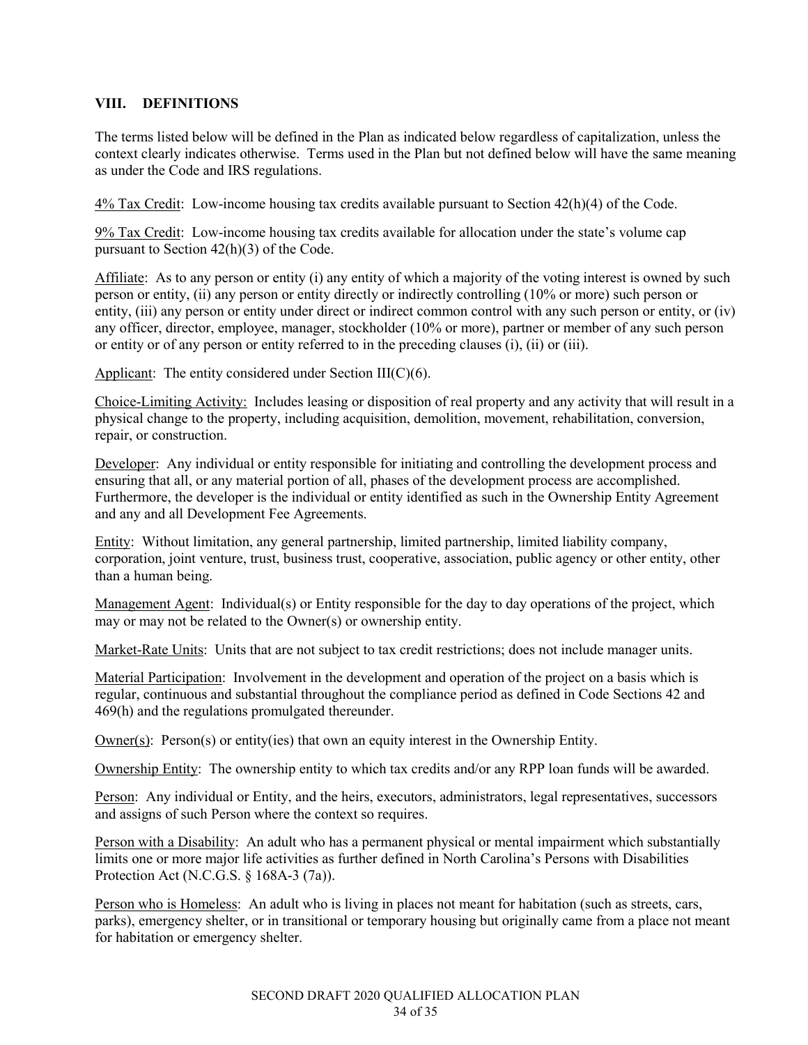## VIII. DEFINITIONS

The terms listed below will be defined in the Plan as indicated below regardless of capitalization, unless the context clearly indicates otherwise. Terms used in the Plan but not defined below will have the same meaning as under the Code and IRS regulations.

4% Tax Credit: Low-income housing tax credits available pursuant to Section 42(h)(4) of the Code.

9% Tax Credit: Low-income housing tax credits available for allocation under the state's volume cap pursuant to Section 42(h)(3) of the Code.

Affiliate: As to any person or entity (i) any entity of which a majority of the voting interest is owned by such person or entity, (ii) any person or entity directly or indirectly controlling (10% or more) such person or entity, (iii) any person or entity under direct or indirect common control with any such person or entity, or (iv) any officer, director, employee, manager, stockholder (10% or more), partner or member of any such person or entity or of any person or entity referred to in the preceding clauses (i), (ii) or (iii).

Applicant: The entity considered under Section III(C)(6).

Choice-Limiting Activity: Includes leasing or disposition of real property and any activity that will result in a physical change to the property, including acquisition, demolition, movement, rehabilitation, conversion, repair, or construction.

Developer: Any individual or entity responsible for initiating and controlling the development process and ensuring that all, or any material portion of all, phases of the development process are accomplished. Furthermore, the developer is the individual or entity identified as such in the Ownership Entity Agreement and any and all Development Fee Agreements.

Entity: Without limitation, any general partnership, limited partnership, limited liability company, corporation, joint venture, trust, business trust, cooperative, association, public agency or other entity, other than a human being.

Management Agent: Individual(s) or Entity responsible for the day to day operations of the project, which may or may not be related to the Owner(s) or ownership entity.

Market-Rate Units: Units that are not subject to tax credit restrictions; does not include manager units.

Material Participation: Involvement in the development and operation of the project on a basis which is regular, continuous and substantial throughout the compliance period as defined in Code Sections 42 and 469(h) and the regulations promulgated thereunder.

Owner(s): Person(s) or entity(ies) that own an equity interest in the Ownership Entity.

Ownership Entity: The ownership entity to which tax credits and/or any RPP loan funds will be awarded.

Person: Any individual or Entity, and the heirs, executors, administrators, legal representatives, successors and assigns of such Person where the context so requires.

Person with a Disability: An adult who has a permanent physical or mental impairment which substantially limits one or more major life activities as further defined in North Carolina's Persons with Disabilities Protection Act (N.C.G.S. § 168A-3 (7a)).

Person who is Homeless: An adult who is living in places not meant for habitation (such as streets, cars, parks), emergency shelter, or in transitional or temporary housing but originally came from a place not meant for habitation or emergency shelter.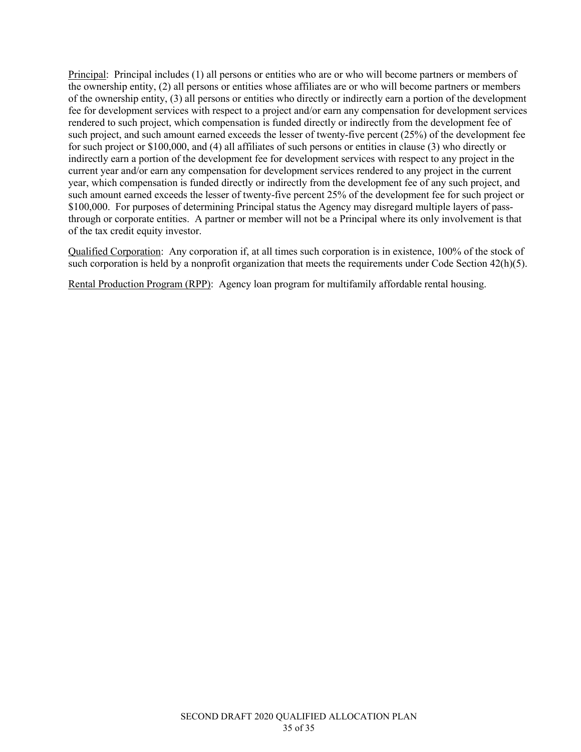<u>Principal</u>: Principal includes (1) all persons or entities who are or who will become partners or members of the ownership entity, (2) all persons or entities whose affiliates are or who will become partners or members of the ownership entity, (3) all persons or entities who directly or indirectly earn a portion of the development fee for development services with respect to a project and/or earn any compensation for development services rendered to such project, which compensation is funded directly or indirectly from the development fee of such project, and such amount earned exceeds the lesser of twenty-five percent (25%) of the development fee for such project or $100,000, and (4) all affiliates of such persons or entities in clause (3) who directly or indirectly earn a portion of the development fee for development services with respect to any project in the current year and/or earn any compensation for development services rendered to any project in the current year, which compensation is funded directly or indirectly from the development fee of any such project, and such amount earned exceeds the lesser of twenty-five percent 25% of the development fee for such project or $100,000. For purposes of determining Principal status the Agency may disregard multiple layers of pass-through or corporate entities. A partner or member will not be a Principal where its only involvement is that of the tax credit equity investor.

<u>Qualified Corporation</u>: Any corporation if, at all times such corporation is in existence, 100% of the stock of such corporation is held by a nonprofit organization that meets the requirements under Code Section 42(h)(5).

<u>Rental Production Program (RPP)</u>: Agency loan program for multifamily affordable rental housing.